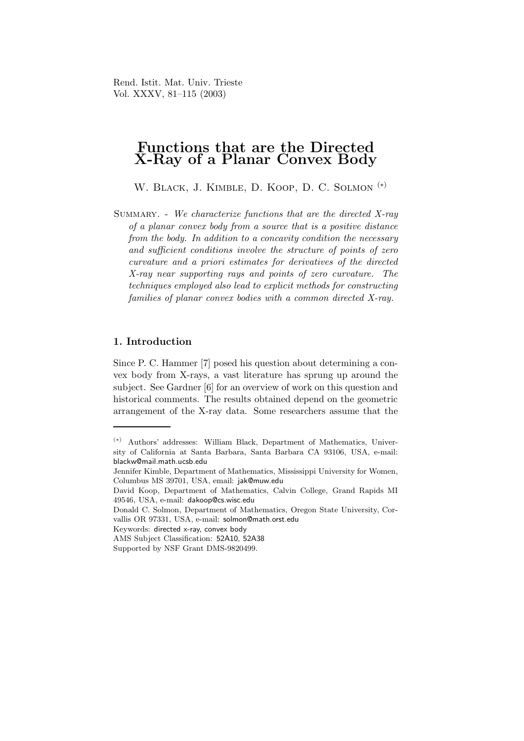# Functions that are the Directed X-Ray of a Planar Convex Body

W. Black, J. Kimble, D. Koop, D. C. Solmon (*)

Summary. - *We characterize functions that are the directed X-ray of a planar convex body from a source that is a positive distance from the body. In addition to a concavity condition the necessary and sufficient conditions involve the structure of points of zero curvature and a priori estimates for derivatives of the directed X-ray near supporting rays and points of zero curvature. The techniques employed also lead to explicit methods for constructing families of planar convex bodies with a common directed X-ray.*

## 1. Introduction

Since P. C. Hammer [7] posed his question about determining a convex body from X-rays, a vast literature has sprung up around the subject. See Gardner [6] for an overview of work on this question and historical comments. The results obtained depend on the geometric arrangement of the X-ray data. Some researchers assume that the

---

(*) Authors' addresses: William Black, Department of Mathematics, University of California at Santa Barbara, Santa Barbara CA 93106, USA, e-mail: blackw@mail.math.ucsb.edu

Jennifer Kimble, Department of Mathematics, Mississippi University for Women, Columbus MS 39701, USA, email: jak@muw.edu

David Koop, Department of Mathematics, Calvin College, Grand Rapids MI 49546, USA, e-mail: dakoop@cs.wisc.edu

Donald C. Solmon, Department of Mathematics, Oregon State University, Corvallis OR 97331, USA, e-mail: solmon@math.orst.edu

Keywords: directed x-ray, convex body

AMS Subject Classification: 52A10, 52A38

Supported by NSF Grant DMS-9820499.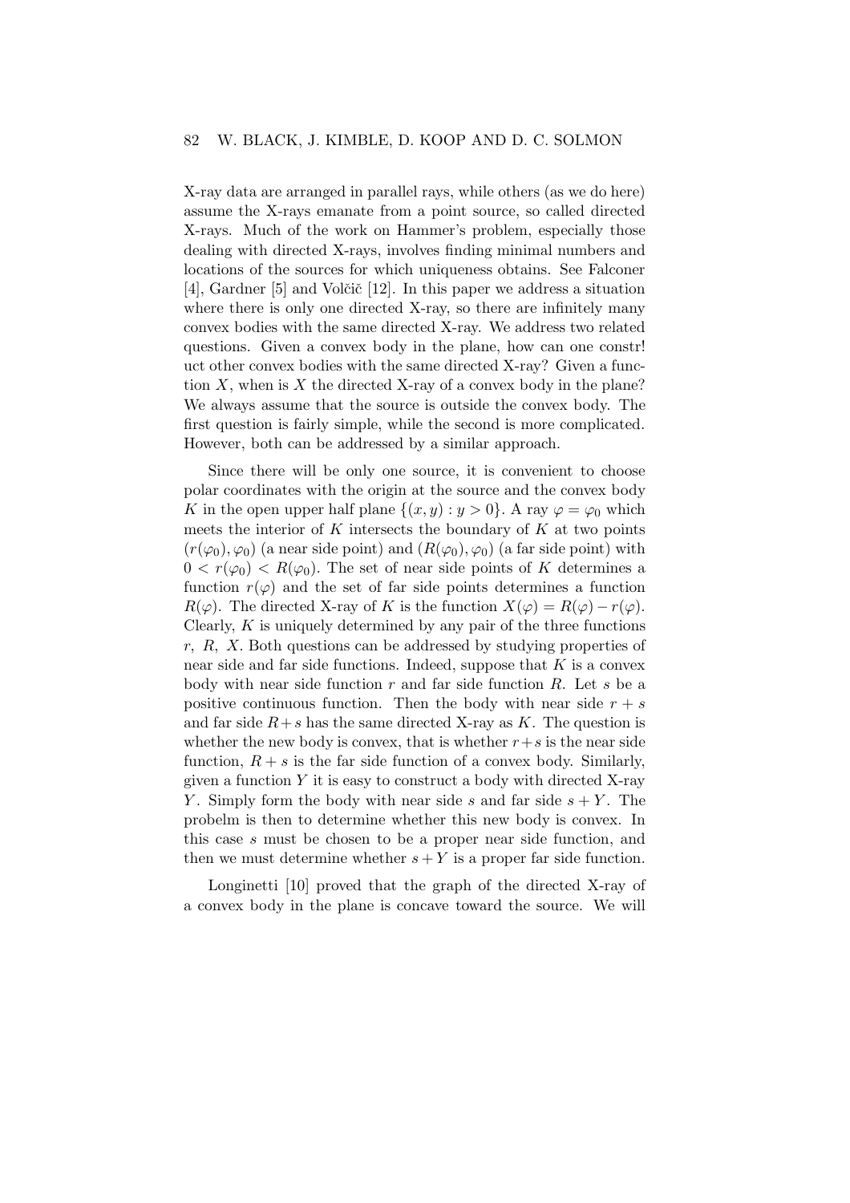X-ray data are arranged in parallel rays, while others (as we do here) assume the X-rays emanate from a point source, so called directed X-rays. Much of the work on Hammer's problem, especially those dealing with directed X-rays, involves finding minimal numbers and locations of the sources for which uniqueness obtains. See Falconer [4], Gardner [5] and Volčič [12]. In this paper we address a situation where there is only one directed X-ray, so there are infinitely many convex bodies with the same directed X-ray. We address two related questions. Given a convex body in the plane, how can one constr! uct other convex bodies with the same directed X-ray? Given a function $X$, when is $X$ the directed X-ray of a convex body in the plane? We always assume that the source is outside the convex body. The first question is fairly simple, while the second is more complicated. However, both can be addressed by a similar approach.

Since there will be only one source, it is convenient to choose polar coordinates with the origin at the source and the convex body $K$ in the open upper half plane $\{(x, y) : y > 0\}$. A ray $\varphi = \varphi_0$ which meets the interior of $K$ intersects the boundary of $K$ at two points $(r(\varphi_0), \varphi_0)$ (a near side point) and $(R(\varphi_0), \varphi_0)$ (a far side point) with $0 < r(\varphi_0) < R(\varphi_0)$. The set of near side points of $K$ determines a function $r(\varphi)$ and the set of far side points determines a function $R(\varphi)$. The directed X-ray of $K$ is the function $X(\varphi) = R(\varphi) - r(\varphi)$. Clearly, $K$ is uniquely determined by any pair of the three functions $r$, $R$, $X$. Both questions can be addressed by studying properties of near side and far side functions. Indeed, suppose that $K$ is a convex body with near side function $r$ and far side function $R$. Let $s$ be a positive continuous function. Then the body with near side $r + s$ and far side $R + s$ has the same directed X-ray as $K$. The question is whether the new body is convex, that is whether $r + s$ is the near side function, $R + s$ is the far side function of a convex body. Similarly, given a function $Y$ it is easy to construct a body with directed X-ray $Y$. Simply form the body with near side $s$ and far side $s + Y$. The probelm is then to determine whether this new body is convex. In this case $s$ must be chosen to be a proper near side function, and then we must determine whether $s + Y$ is a proper far side function.

Longinetti [10] proved that the graph of the directed X-ray of a convex body in the plane is concave toward the source. We will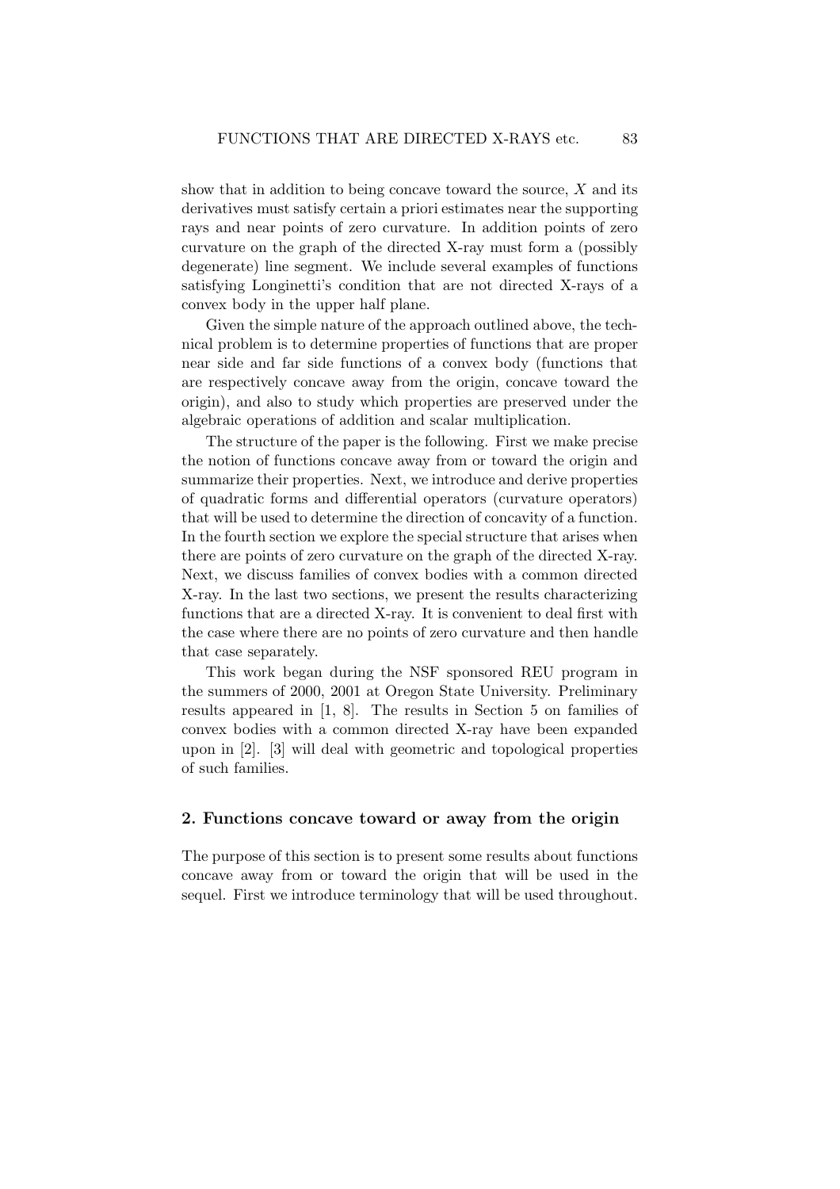show that in addition to being concave toward the source, $X$ and its derivatives must satisfy certain a priori estimates near the supporting rays and near points of zero curvature. In addition points of zero curvature on the graph of the directed X-ray must form a (possibly degenerate) line segment. We include several examples of functions satisfying Longinetti's condition that are not directed X-rays of a convex body in the upper half plane.

Given the simple nature of the approach outlined above, the technical problem is to determine properties of functions that are proper near side and far side functions of a convex body (functions that are respectively concave away from the origin, concave toward the origin), and also to study which properties are preserved under the algebraic operations of addition and scalar multiplication.

The structure of the paper is the following. First we make precise the notion of functions concave away from or toward the origin and summarize their properties. Next, we introduce and derive properties of quadratic forms and differential operators (curvature operators) that will be used to determine the direction of concavity of a function. In the fourth section we explore the special structure that arises when there are points of zero curvature on the graph of the directed X-ray. Next, we discuss families of convex bodies with a common directed X-ray. In the last two sections, we present the results characterizing functions that are a directed X-ray. It is convenient to deal first with the case where there are no points of zero curvature and then handle that case separately.

This work began during the NSF sponsored REU program in the summers of 2000, 2001 at Oregon State University. Preliminary results appeared in [1, 8]. The results in Section 5 on families of convex bodies with a common directed X-ray have been expanded upon in [2]. [3] will deal with geometric and topological properties of such families.

## 2. Functions concave toward or away from the origin

The purpose of this section is to present some results about functions concave away from or toward the origin that will be used in the sequel. First we introduce terminology that will be used throughout.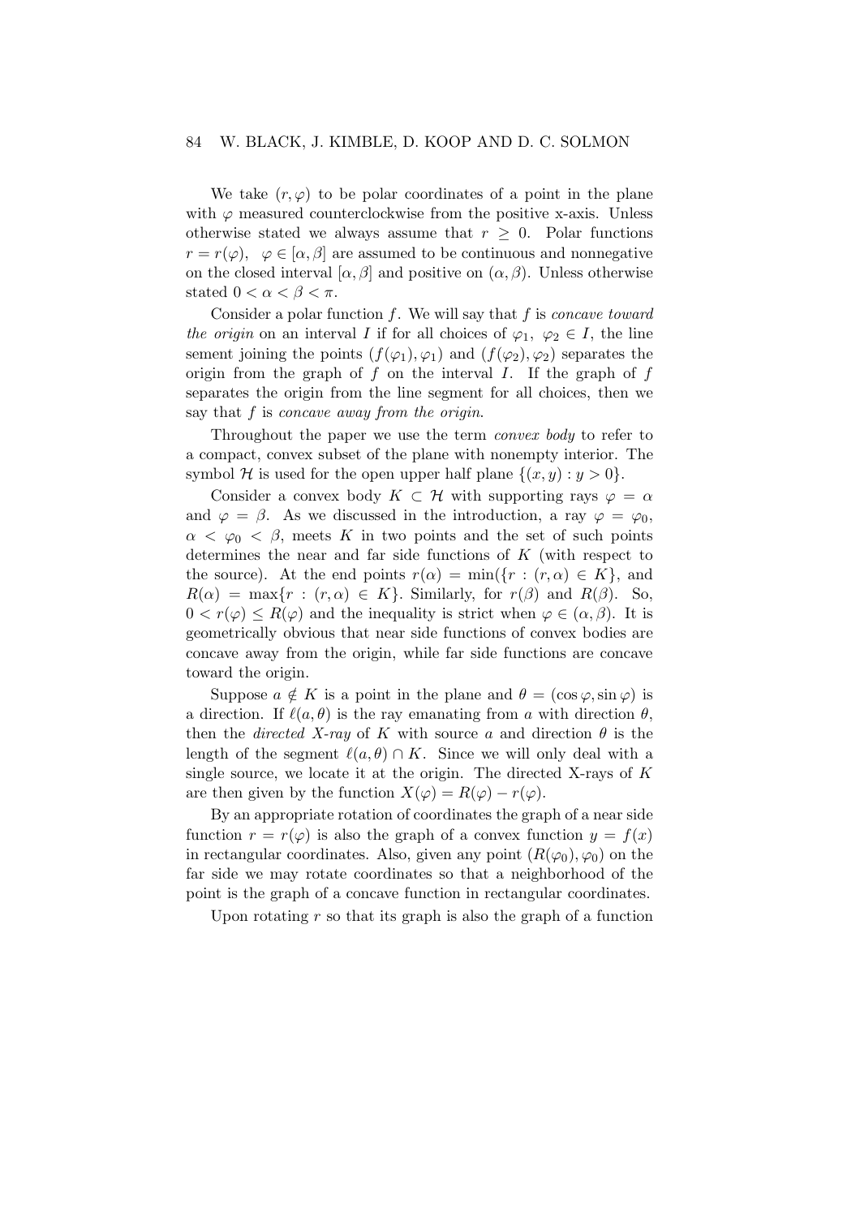We take $(r, \varphi)$ to be polar coordinates of a point in the plane with $\varphi$ measured counterclockwise from the positive x-axis. Unless otherwise stated we always assume that $r \geq 0$. Polar functions $r = r(\varphi)$, $\varphi \in [\alpha, \beta]$ are assumed to be continuous and nonnegative on the closed interval $[\alpha, \beta]$ and positive on $(\alpha, \beta)$. Unless otherwise stated $0 < \alpha < \beta < \pi$.

Consider a polar function $f$. We will say that $f$ is *concave toward the origin* on an interval $I$ if for all choices of $\varphi_1,\ \varphi_2 \in I$, the line sement joining the points $(f(\varphi_1), \varphi_1)$ and $(f(\varphi_2), \varphi_2)$ separates the origin from the graph of $f$ on the interval $I$. If the graph of $f$ separates the origin from the line segment for all choices, then we say that $f$ is *concave away from the origin*.

Throughout the paper we use the term *convex body* to refer to a compact, convex subset of the plane with nonempty interior. The symbol $\mathcal{H}$ is used for the open upper half plane $\{(x, y) : y > 0\}$.

Consider a convex body $K \subset \mathcal{H}$ with supporting rays $\varphi = \alpha$ and $\varphi = \beta$. As we discussed in the introduction, a ray $\varphi = \varphi_0$, $\alpha < \varphi_0 < \beta$, meets $K$ in two points and the set of such points determines the near and far side functions of $K$ (with respect to the source). At the end points $r(\alpha) = \min(\{r : (r, \alpha) \in K\}$, and $R(\alpha) = \max\{r : (r, \alpha) \in K\}$. Similarly, for $r(\beta)$ and $R(\beta)$. So, $0 < r(\varphi) \leq R(\varphi)$ and the inequality is strict when $\varphi \in (\alpha, \beta)$. It is geometrically obvious that near side functions of convex bodies are concave away from the origin, while far side functions are concave toward the origin.

Suppose $a \notin K$ is a point in the plane and $\theta = (\cos\varphi, \sin\varphi)$ is a direction. If $\ell(a, \theta)$ is the ray emanating from $a$ with direction $\theta$, then the *directed X-ray* of $K$ with source $a$ and direction $\theta$ is the length of the segment $\ell(a, \theta) \cap K$. Since we will only deal with a single source, we locate it at the origin. The directed X-rays of $K$ are then given by the function $X(\varphi) = R(\varphi) - r(\varphi)$.

By an appropriate rotation of coordinates the graph of a near side function $r = r(\varphi)$ is also the graph of a convex function $y = f(x)$ in rectangular coordinates. Also, given any point $(R(\varphi_0), \varphi_0)$ on the far side we may rotate coordinates so that a neighborhood of the point is the graph of a concave function in rectangular coordinates.

Upon rotating $r$ so that its graph is also the graph of a function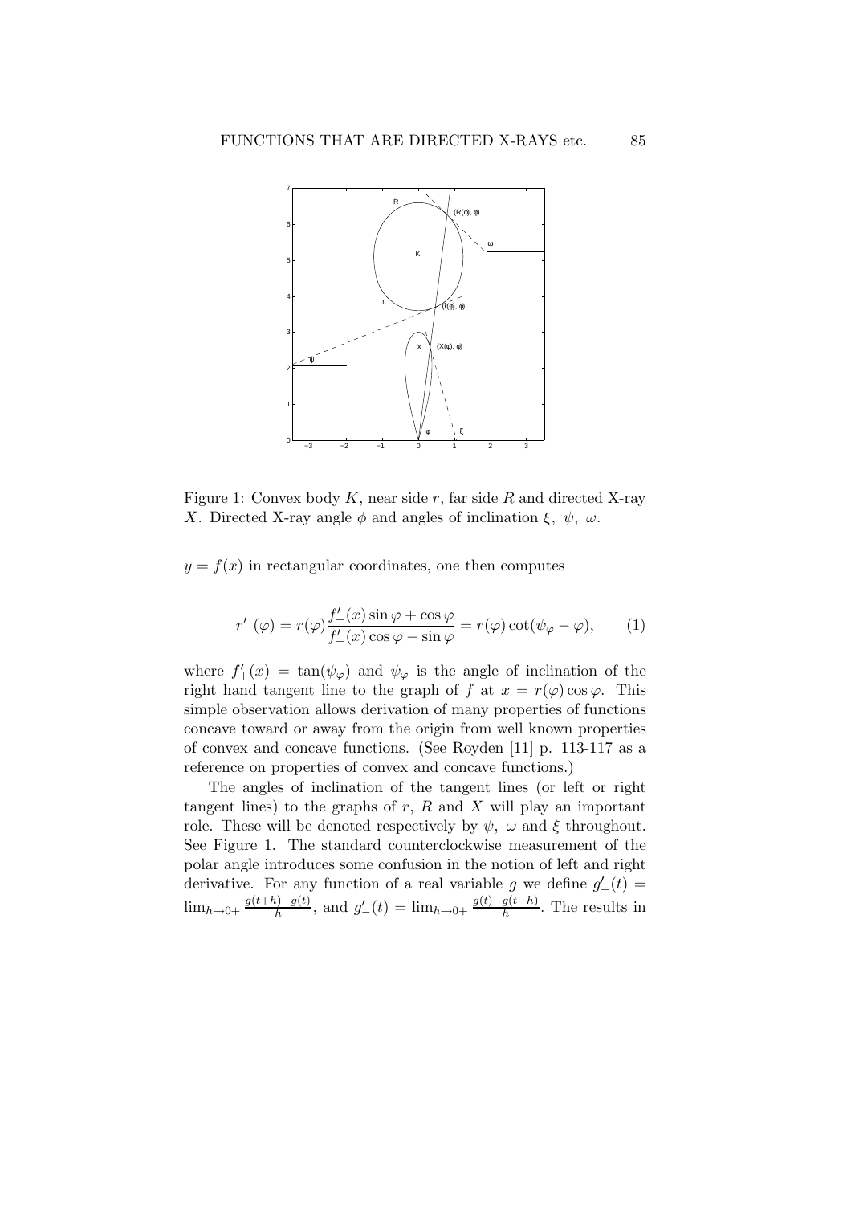Figure 1: Convex body $K$, near side $r$, far side $R$ and directed X-ray $X$. Directed X-ray angle $\phi$ and angles of inclination $\xi$, $\psi$, $\omega$.

$y = f(x)$ in rectangular coordinates, one then computes

$$r'_-(\varphi) = r(\varphi)\frac{f'_+(x)\sin\varphi + \cos\varphi}{f'_+(x)\cos\varphi - \sin\varphi} = r(\varphi)\cot(\psi_\varphi - \varphi), \qquad (1)$$

where $f'_+(x) = \tan(\psi_\varphi)$ and $\psi_\varphi$ is the angle of inclination of the right hand tangent line to the graph of $f$ at $x = r(\varphi)\cos\varphi$. This simple observation allows derivation of many properties of functions concave toward or away from the origin from well known properties of convex and concave functions. (See Royden [11] p. 113-117 as a reference on properties of convex and concave functions.)

The angles of inclination of the tangent lines (or left or right tangent lines) to the graphs of $r$, $R$ and $X$ will play an important role. These will be denoted respectively by $\psi$, $\omega$ and $\xi$ throughout. See Figure 1. The standard counterclockwise measurement of the polar angle introduces some confusion in the notion of left and right derivative. For any function of a real variable $g$ we define $g'_+(t) = \lim_{h\to 0+}\frac{g(t+h)-g(t)}{h}$, and $g'_-(t) = \lim_{h\to 0+}\frac{g(t)-g(t-h)}{h}$. The results in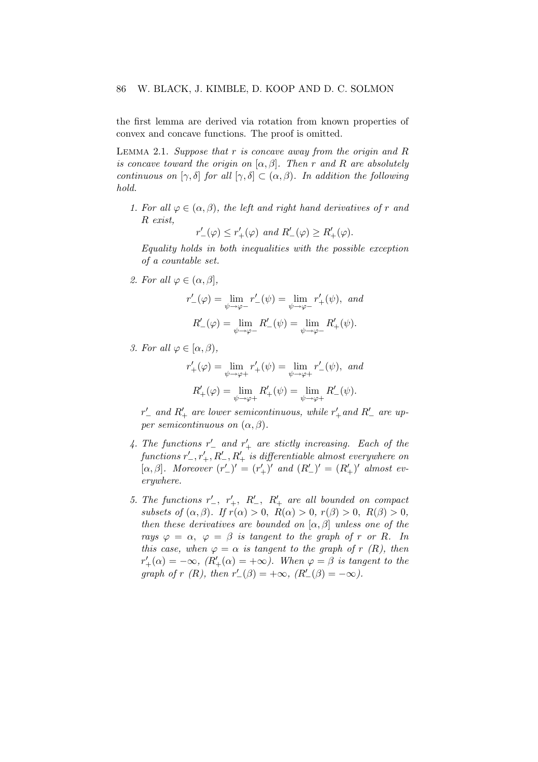the first lemma are derived via rotation from known properties of convex and concave functions. The proof is omitted.

Lemma 2.1. *Suppose that $r$ is concave away from the origin and $R$ is concave toward the origin on $[\alpha, \beta]$. Then $r$ and $R$ are absolutely continuous on $[\gamma, \delta]$ for all $[\gamma, \delta] \subset (\alpha, \beta)$. In addition the following hold.*

1. *For all $\varphi \in (\alpha, \beta)$, the left and right hand derivatives of $r$ and $R$ exist,*
$$r'_-(\varphi) \leq r'_+(\varphi) \text{ and } R'_-(\varphi) \geq R'_+(\varphi).$$
*Equality holds in both inequalities with the possible exception of a countable set.*

2. *For all $\varphi \in (\alpha, \beta]$,*
$$r'_-(\varphi) = \lim_{\psi \to \varphi-} r'_-(\psi) = \lim_{\psi \to \varphi-} r'_+(\psi), \text{ and}$$
$$R'_-(\varphi) = \lim_{\psi \to \varphi-} R'_-(\psi) = \lim_{\psi \to \varphi-} R'_+(\psi).$$

3. *For all $\varphi \in [\alpha, \beta)$,*
$$r'_+(\varphi) = \lim_{\psi \to \varphi+} r'_+(\psi) = \lim_{\psi \to \varphi+} r'_-(\psi), \text{ and}$$
$$R'_+(\varphi) = \lim_{\psi \to \varphi+} R'_+(\psi) = \lim_{\psi \to \varphi+} R'_-(\psi).$$
*$r'_-$ and $R'_+$ are lower semicontinuous, while $r'_+$ and $R'_-$ are upper semicontinuous on $(\alpha, \beta)$.*

4. *The functions $r'_-$ and $r'_+$ are stictly increasing. Each of the functions $r'_-, r'_+, R'_-, R'_+$ is differentiable almost everywhere on $[\alpha, \beta]$. Moreover $(r'_-)' = (r'_+)'$ and $(R'_-)' = (R'_+)'$ almost everywhere.*

5. *The functions $r'_-$, $r'_+$, $R'_-$, $R'_+$ are all bounded on compact subsets of $(\alpha, \beta)$. If $r(\alpha) > 0$, $R(\alpha) > 0$, $r(\beta) > 0$, $R(\beta) > 0$, then these derivatives are bounded on $[\alpha, \beta]$ unless one of the rays $\varphi = \alpha$, $\varphi = \beta$ is tangent to the graph of $r$ or $R$. In this case, when $\varphi = \alpha$ is tangent to the graph of $r$ ($R$), then $r'_+(\alpha) = -\infty$, ($R'_+(\alpha) = +\infty$). When $\varphi = \beta$ is tangent to the graph of $r$ ($R$), then $r'_-(\beta) = +\infty$, ($R'_-(\beta) = -\infty$).*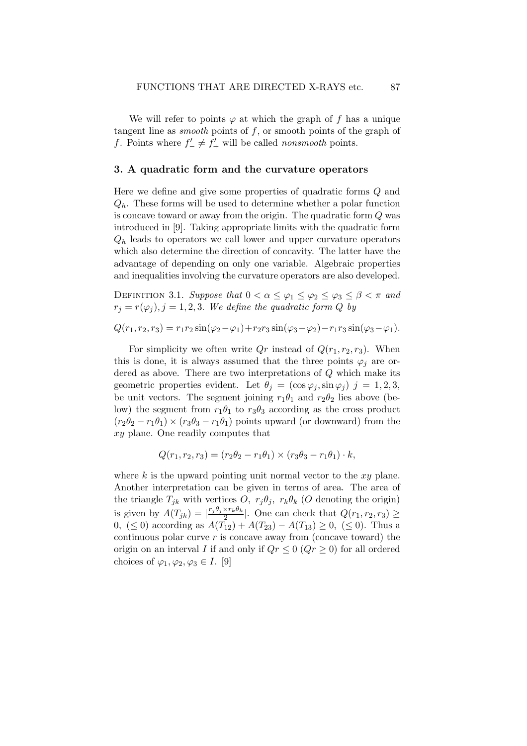We will refer to points $\varphi$ at which the graph of $f$ has a unique tangent line as *smooth* points of $f$, or smooth points of the graph of $f$. Points where $f'_- \neq f'_+$ will be called *nonsmooth* points.

## 3. A quadratic form and the curvature operators

Here we define and give some properties of quadratic forms $Q$ and $Q_h$. These forms will be used to determine whether a polar function is concave toward or away from the origin. The quadratic form $Q$ was introduced in [9]. Taking appropriate limits with the quadratic form $Q_h$ leads to operators we call lower and upper curvature operators which also determine the direction of concavity. The latter have the advantage of depending on only one variable. Algebraic properties and inequalities involving the curvature operators are also developed.

Definition 3.1. *Suppose that $0 < \alpha \leq \varphi_1 \leq \varphi_2 \leq \varphi_3 \leq \beta < \pi$ and $r_j = r(\varphi_j), j = 1, 2, 3$. We define the quadratic form $Q$ by*

$$Q(r_1, r_2, r_3) = r_1 r_2 \sin(\varphi_2 - \varphi_1) + r_2 r_3 \sin(\varphi_3 - \varphi_2) - r_1 r_3 \sin(\varphi_3 - \varphi_1).$$

For simplicity we often write $Qr$ instead of $Q(r_1, r_2, r_3)$. When this is done, it is always assumed that the three points $\varphi_j$ are ordered as above. There are two interpretations of $Q$ which make its geometric properties evident. Let $\theta_j = (\cos\varphi_j, \sin\varphi_j)$ $j = 1, 2, 3$, be unit vectors. The segment joining $r_1\theta_1$ and $r_2\theta_2$ lies above (below) the segment from $r_1\theta_1$ to $r_3\theta_3$ according as the cross product $(r_2\theta_2 - r_1\theta_1) \times (r_3\theta_3 - r_1\theta_1)$ points upward (or downward) from the $xy$ plane. One readily computes that

$$Q(r_1, r_2, r_3) = (r_2\theta_2 - r_1\theta_1) \times (r_3\theta_3 - r_1\theta_1) \cdot k,$$

where $k$ is the upward pointing unit normal vector to the $xy$ plane. Another interpretation can be given in terms of area. The area of the triangle $T_{jk}$ with vertices $O$, $r_j\theta_j$, $r_k\theta_k$ ($O$ denoting the origin) is given by $A(T_{jk}) = |\frac{r_j\theta_j \times r_k\theta_k}{2}|$. One can check that $Q(r_1, r_2, r_3) \geq 0$, $(\leq 0)$ according as $A(T_{12}) + A(T_{23}) - A(T_{13}) \geq 0$, $(\leq 0)$. Thus a continuous polar curve $r$ is concave away from (concave toward) the origin on an interval $I$ if and only if $Qr \leq 0$ ($Qr \geq 0$) for all ordered choices of $\varphi_1, \varphi_2, \varphi_3 \in I$. [9]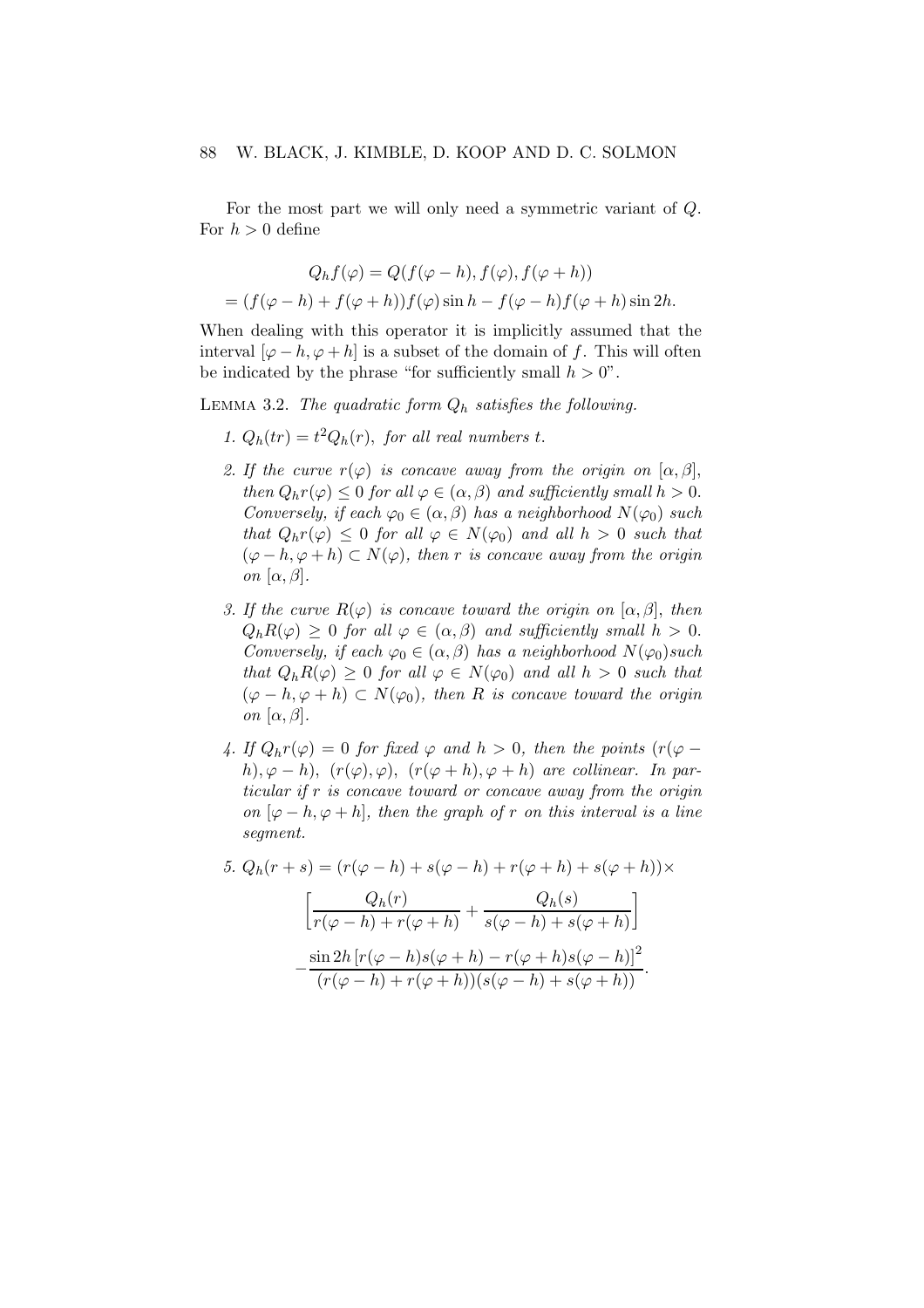For the most part we will only need a symmetric variant of $Q$. For $h > 0$ define

$$Q_h f(\varphi) = Q(f(\varphi - h), f(\varphi), f(\varphi + h))$$
$$= (f(\varphi - h) + f(\varphi + h))f(\varphi)\sin h - f(\varphi - h)f(\varphi + h)\sin 2h.$$

When dealing with this operator it is implicitly assumed that the interval $[\varphi - h, \varphi + h]$ is a subset of the domain of $f$. This will often be indicated by the phrase "for sufficiently small $h > 0$".

Lemma 3.2. *The quadratic form $Q_h$ satisfies the following.*

1. *$Q_h(tr) = t^2 Q_h(r)$, for all real numbers $t$.*
2. *If the curve $r(\varphi)$ is concave away from the origin on $[\alpha, \beta]$, then $Q_h r(\varphi) \le 0$ for all $\varphi \in (\alpha, \beta)$ and sufficiently small $h > 0$. Conversely, if each $\varphi_0 \in (\alpha, \beta)$ has a neighborhood $N(\varphi_0)$ such that $Q_h r(\varphi) \le 0$ for all $\varphi \in N(\varphi_0)$ and all $h > 0$ such that $(\varphi - h, \varphi + h) \subset N(\varphi)$, then $r$ is concave away from the origin on $[\alpha, \beta]$.*
3. *If the curve $R(\varphi)$ is concave toward the origin on $[\alpha, \beta]$, then $Q_h R(\varphi) \ge 0$ for all $\varphi \in (\alpha, \beta)$ and sufficiently small $h > 0$. Conversely, if each $\varphi_0 \in (\alpha, \beta)$ has a neighborhood $N(\varphi_0)$such that $Q_h R(\varphi) \ge 0$ for all $\varphi \in N(\varphi_0)$ and all $h > 0$ such that $(\varphi - h, \varphi + h) \subset N(\varphi_0)$, then $R$ is concave toward the origin on $[\alpha, \beta]$.*
4. *If $Q_h r(\varphi) = 0$ for fixed $\varphi$ and $h > 0$, then the points $(r(\varphi - h), \varphi - h)$, $(r(\varphi), \varphi)$, $(r(\varphi + h), \varphi + h)$ are collinear. In particular if $r$ is concave toward or concave away from the origin on $[\varphi - h, \varphi + h]$, then the graph of $r$ on this interval is a line segment.*
5. $$Q_h(r + s) = (r(\varphi - h) + s(\varphi - h) + r(\varphi + h) + s(\varphi + h)) \times \left[\frac{Q_h(r)}{r(\varphi - h) + r(\varphi + h)} + \frac{Q_h(s)}{s(\varphi - h) + s(\varphi + h)}\right] - \frac{\sin 2h \left[r(\varphi - h)s(\varphi + h) - r(\varphi + h)s(\varphi - h)\right]^2}{(r(\varphi - h) + r(\varphi + h))(s(\varphi - h) + s(\varphi + h))}.$$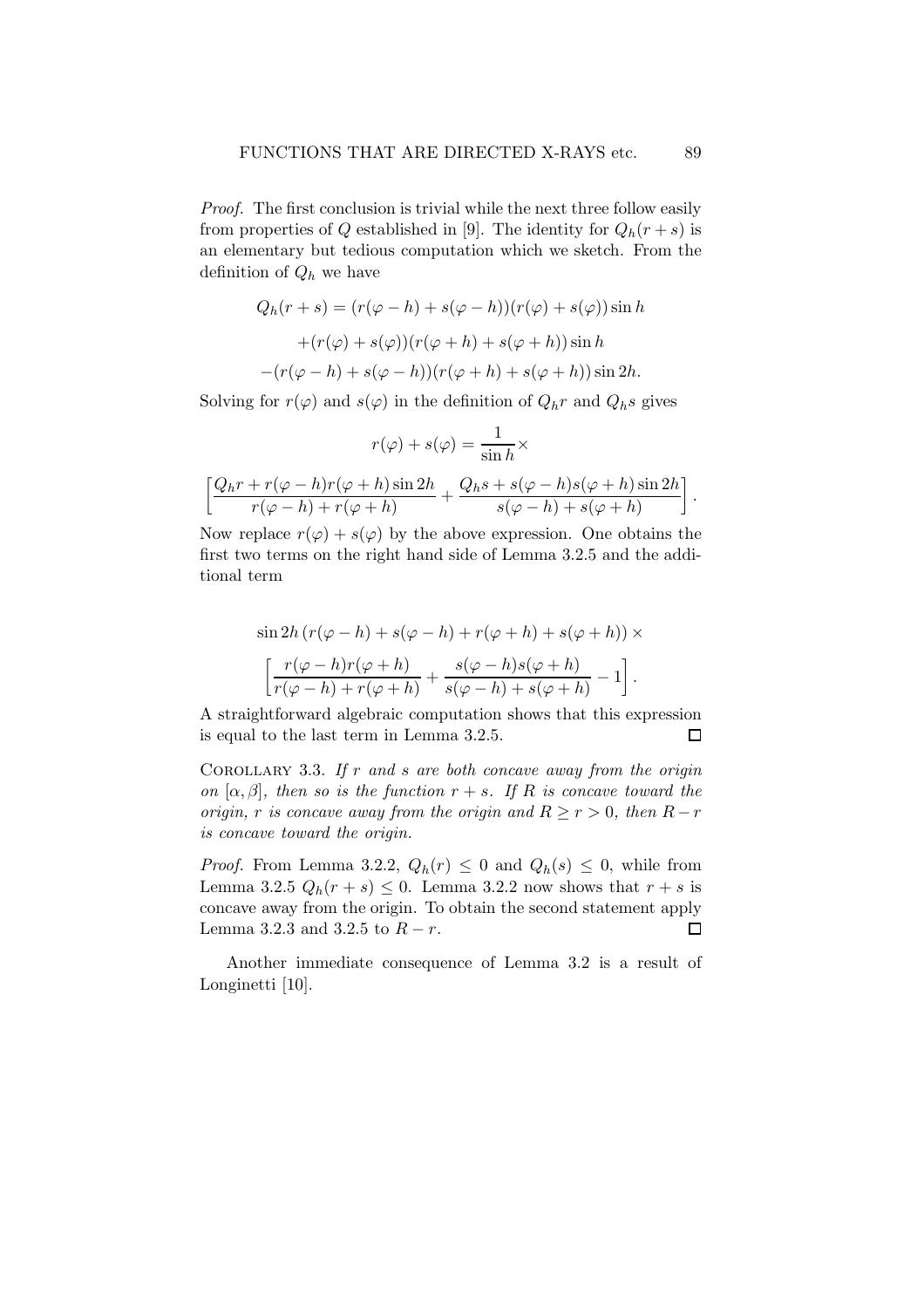*Proof.* The first conclusion is trivial while the next three follow easily from properties of $Q$ established in [9]. The identity for $Q_h(r+s)$ is an elementary but tedious computation which we sketch. From the definition of $Q_h$ we have

$$
\begin{aligned}
Q_h(r+s) &= (r(\varphi-h)+s(\varphi-h))(r(\varphi)+s(\varphi))\sin h \\
&\quad +(r(\varphi)+s(\varphi))(r(\varphi+h)+s(\varphi+h))\sin h \\
&\quad -(r(\varphi-h)+s(\varphi-h))(r(\varphi+h)+s(\varphi+h))\sin 2h.
\end{aligned}
$$

Solving for $r(\varphi)$ and $s(\varphi)$ in the definition of $Q_hr$ and $Q_hs$ gives

$$
r(\varphi)+s(\varphi) = \frac{1}{\sin h}\times
$$

$$
\left[\frac{Q_hr + r(\varphi-h)r(\varphi+h)\sin 2h}{r(\varphi-h)+r(\varphi+h)} + \frac{Q_hs + s(\varphi-h)s(\varphi+h)\sin 2h}{s(\varphi-h)+s(\varphi+h)}\right].
$$

Now replace $r(\varphi)+s(\varphi)$ by the above expression. One obtains the first two terms on the right hand side of Lemma 3.2.5 and the additional term

$$
\sin 2h\,(r(\varphi-h)+s(\varphi-h)+r(\varphi+h)+s(\varphi+h))\times
$$

$$
\left[\frac{r(\varphi-h)r(\varphi+h)}{r(\varphi-h)+r(\varphi+h)} + \frac{s(\varphi-h)s(\varphi+h)}{s(\varphi-h)+s(\varphi+h)} - 1\right].
$$

A straightforward algebraic computation shows that this expression is equal to the last term in Lemma 3.2.5. $\square$

Corollary 3.3. *If $r$ and $s$ are both concave away from the origin on $[\alpha,\beta]$, then so is the function $r+s$. If $R$ is concave toward the origin, $r$ is concave away from the origin and $R \geq r > 0$, then $R-r$ is concave toward the origin.*

*Proof.* From Lemma 3.2.2, $Q_h(r) \leq 0$ and $Q_h(s) \leq 0$, while from Lemma 3.2.5 $Q_h(r+s) \leq 0$. Lemma 3.2.2 now shows that $r+s$ is concave away from the origin. To obtain the second statement apply Lemma 3.2.3 and 3.2.5 to $R-r$. $\square$

Another immediate consequence of Lemma 3.2 is a result of Longinetti [10].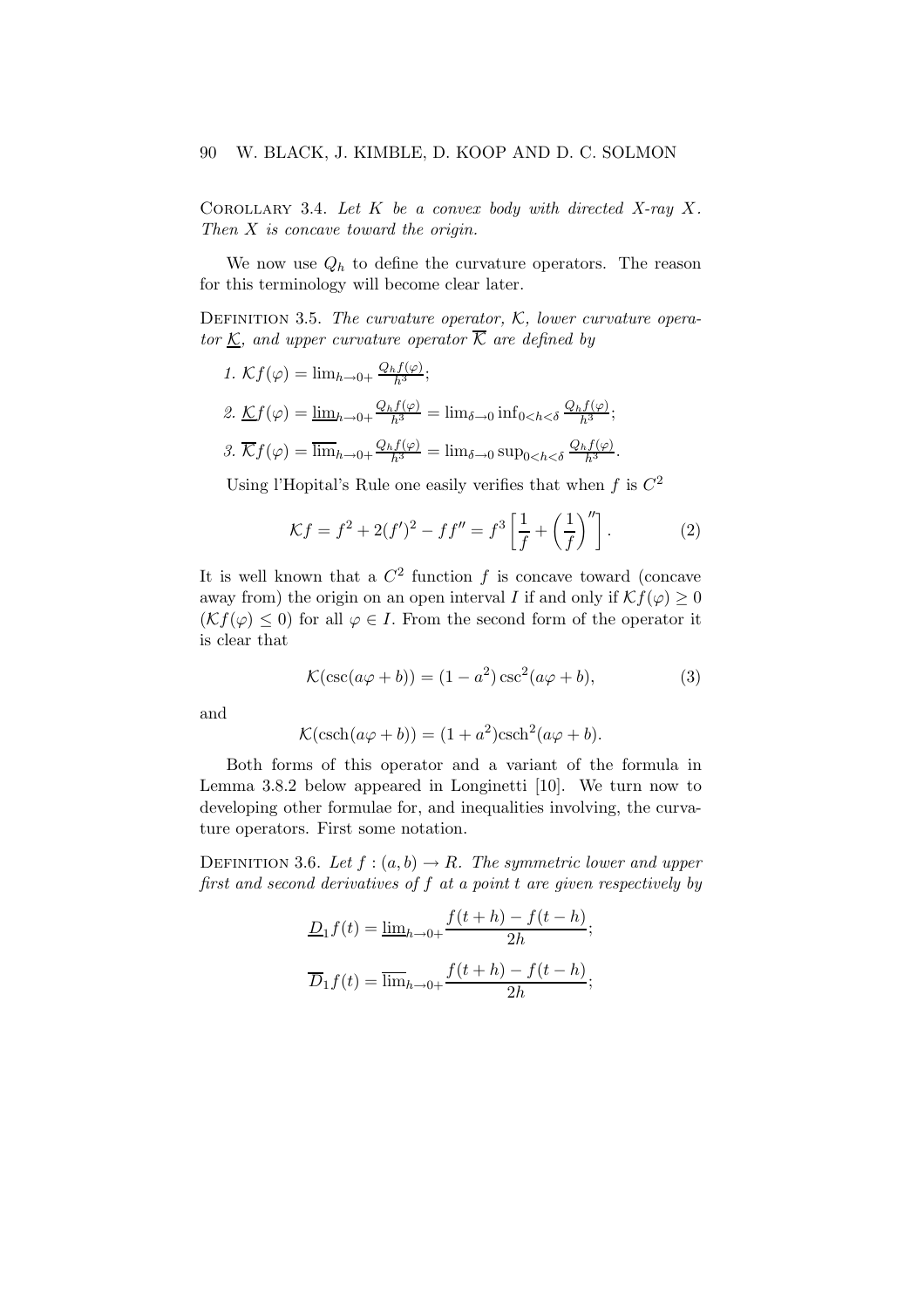Corollary 3.4. *Let $K$ be a convex body with directed X-ray $X$. Then $X$ is concave toward the origin.*

We now use $Q_h$ to define the curvature operators. The reason for this terminology will become clear later.

Definition 3.5. *The curvature operator, $\mathcal{K}$, lower curvature operator $\underline{\mathcal{K}}$, and upper curvature operator $\overline{\mathcal{K}}$ are defined by*

1. $\mathcal{K}f(\varphi) = \lim_{h\to 0+} \frac{Q_h f(\varphi)}{h^3}$;
2. $\underline{\mathcal{K}}f(\varphi) = \underline{\lim}_{h\to 0+} \frac{Q_h f(\varphi)}{h^3} = \lim_{\delta\to 0} \inf_{0<h<\delta} \frac{Q_h f(\varphi)}{h^3}$;
3. $\overline{\mathcal{K}}f(\varphi) = \overline{\lim}_{h\to 0+} \frac{Q_h f(\varphi)}{h^3} = \lim_{\delta\to 0} \sup_{0<h<\delta} \frac{Q_h f(\varphi)}{h^3}$.

Using l'Hopital's Rule one easily verifies that when $f$ is $C^2$

$$\mathcal{K}f = f^2 + 2(f')^2 - ff'' = f^3\left[\frac{1}{f} + \left(\frac{1}{f}\right)''\right]. \tag{2}$$

It is well known that a $C^2$ function $f$ is concave toward (concave away from) the origin on an open interval $I$ if and only if $\mathcal{K}f(\varphi) \geq 0$ ($\mathcal{K}f(\varphi) \leq 0$) for all $\varphi \in I$. From the second form of the operator it is clear that

$$\mathcal{K}(\csc(a\varphi + b)) = (1 - a^2)\csc^2(a\varphi + b), \tag{3}$$

and

$$\mathcal{K}(\text{csch}(a\varphi + b)) = (1 + a^2)\text{csch}^2(a\varphi + b).$$

Both forms of this operator and a variant of the formula in Lemma 3.8.2 below appeared in Longinetti [10]. We turn now to developing other formulae for, and inequalities involving, the curvature operators. First some notation.

Definition 3.6. *Let $f : (a, b) \to R$. The symmetric lower and upper first and second derivatives of $f$ at a point $t$ are given respectively by*

$$\underline{D}_1 f(t) = \underline{\lim}_{h\to 0+} \frac{f(t + h) - f(t - h)}{2h};$$

$$\overline{D}_1 f(t) = \overline{\lim}_{h\to 0+} \frac{f(t + h) - f(t - h)}{2h};$$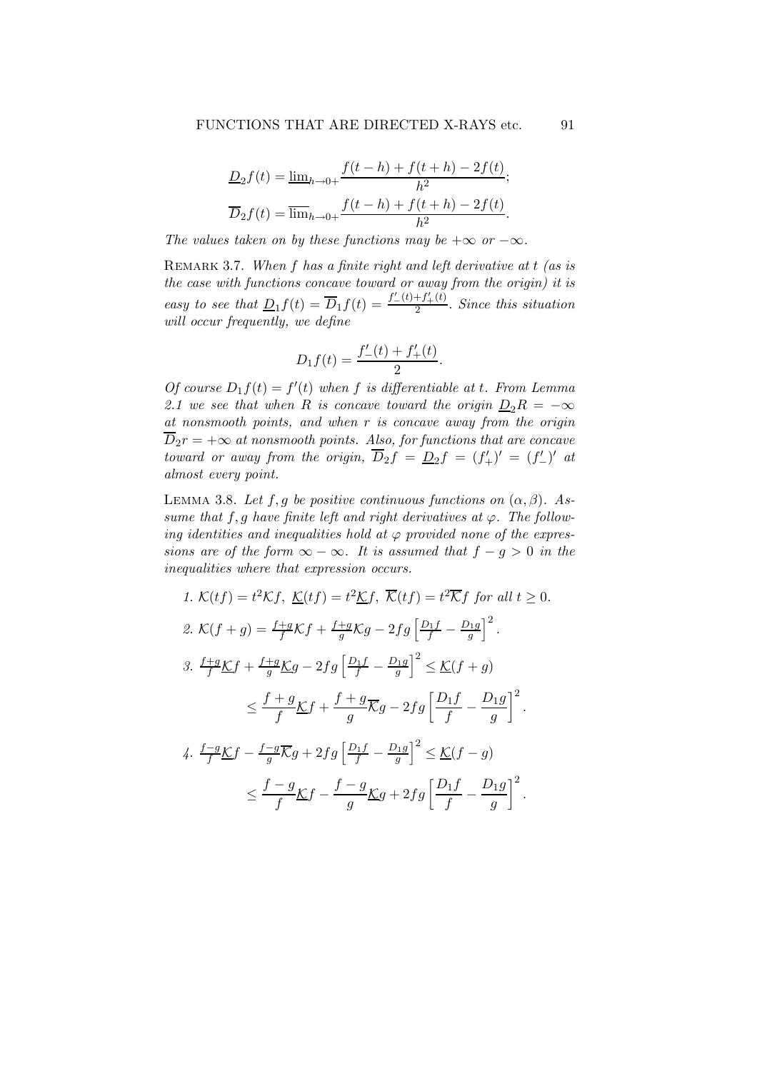$$\underline{D}_2 f(t) = \underline{\lim}_{h \to 0+} \frac{f(t-h) + f(t+h) - 2f(t)}{h^2};$$

$$\overline{D}_2 f(t) = \overline{\lim}_{h \to 0+} \frac{f(t-h) + f(t+h) - 2f(t)}{h^2}.$$

*The values taken on by these functions may be $+\infty$ or $-\infty$.*

REMARK 3.7. *When $f$ has a finite right and left derivative at $t$ (as is the case with functions concave toward or away from the origin) it is easy to see that $\underline{D}_1 f(t) = \overline{D}_1 f(t) = \frac{f'_-(t) + f'_+(t)}{2}$. Since this situation will occur frequently, we define*

$$D_1 f(t) = \frac{f'_-(t) + f'_+(t)}{2}.$$

*Of course $D_1 f(t) = f'(t)$ when $f$ is differentiable at $t$. From Lemma 2.1 we see that when $R$ is concave toward the origin $\underline{D}_2 R = -\infty$ at nonsmooth points, and when $r$ is concave away from the origin $\overline{D}_2 r = +\infty$ at nonsmooth points. Also, for functions that are concave toward or away from the origin, $\overline{D}_2 f = \underline{D}_2 f = (f'_+)' = (f'_-)'$ at almost every point.*

LEMMA 3.8. *Let $f, g$ be positive continuous functions on $(\alpha, \beta)$. Assume that $f, g$ have finite left and right derivatives at $\varphi$. The following identities and inequalities hold at $\varphi$ provided none of the expressions are of the form $\infty - \infty$. It is assumed that $f - g > 0$ in the inequalities where that expression occurs.*

1. $\mathcal{K}(tf) = t^2 \mathcal{K} f,\ \underline{\mathcal{K}}(tf) = t^2 \underline{\mathcal{K}} f,\ \overline{\mathcal{K}}(tf) = t^2 \overline{\mathcal{K}} f$ *for all $t \geq 0$.*

2. $\mathcal{K}(f+g) = \frac{f+g}{f} \mathcal{K} f + \frac{f+g}{g} \mathcal{K} g - 2fg \left[ \frac{D_1 f}{f} - \frac{D_1 g}{g} \right]^2.$

3. $$\frac{f+g}{f} \underline{\mathcal{K}} f + \frac{f+g}{g} \underline{\mathcal{K}} g - 2fg \left[ \frac{D_1 f}{f} - \frac{D_1 g}{g} \right]^2 \leq \underline{\mathcal{K}}(f+g) \leq \frac{f+g}{f} \underline{\mathcal{K}} f + \frac{f+g}{g} \overline{\mathcal{K}} g - 2fg \left[ \frac{D_1 f}{f} - \frac{D_1 g}{g} \right]^2.$$

4. $$\frac{f-g}{f} \underline{\mathcal{K}} f - \frac{f-g}{g} \overline{\mathcal{K}} g + 2fg \left[ \frac{D_1 f}{f} - \frac{D_1 g}{g} \right]^2 \leq \underline{\mathcal{K}}(f-g) \leq \frac{f-g}{f} \underline{\mathcal{K}} f - \frac{f-g}{g} \underline{\mathcal{K}} g + 2fg \left[ \frac{D_1 f}{f} - \frac{D_1 g}{g} \right]^2.$$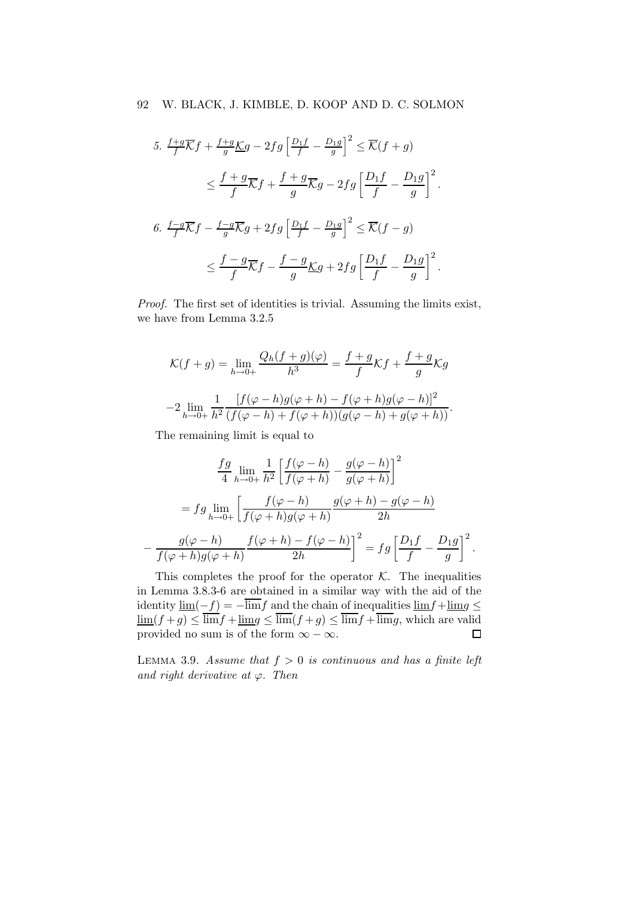5. $\frac{f+g}{f}\overline{\mathcal{K}}f + \frac{f+g}{g}\underline{\mathcal{K}}g - 2fg\left[\frac{D_1 f}{f} - \frac{D_1 g}{g}\right]^2 \leq \overline{\mathcal{K}}(f+g)$

$$\leq \frac{f+g}{f}\overline{\mathcal{K}}f + \frac{f+g}{g}\overline{\mathcal{K}}g - 2fg\left[\frac{D_1 f}{f} - \frac{D_1 g}{g}\right]^2.$$

6. $\frac{f-g}{f}\overline{\mathcal{K}}f - \frac{f-g}{g}\overline{\mathcal{K}}g + 2fg\left[\frac{D_1 f}{f} - \frac{D_1 g}{g}\right]^2 \leq \overline{\mathcal{K}}(f-g)$

$$\leq \frac{f-g}{f}\overline{\mathcal{K}}f - \frac{f-g}{g}\underline{\mathcal{K}}g + 2fg\left[\frac{D_1 f}{f} - \frac{D_1 g}{g}\right]^2.$$

*Proof.* The first set of identities is trivial. Assuming the limits exist, we have from Lemma 3.2.5

$$\mathcal{K}(f+g) = \lim_{h\to 0+}\frac{Q_h(f+g)(\varphi)}{h^3} = \frac{f+g}{f}\mathcal{K}f + \frac{f+g}{g}\mathcal{K}g$$

$$-2\lim_{h\to 0+}\frac{1}{h^2}\frac{[f(\varphi-h)g(\varphi+h) - f(\varphi+h)g(\varphi-h)]^2}{(f(\varphi-h)+f(\varphi+h))(g(\varphi-h)+g(\varphi+h))}.$$

The remaining limit is equal to

$$\frac{fg}{4}\lim_{h\to 0+}\frac{1}{h^2}\left[\frac{f(\varphi-h)}{f(\varphi+h)} - \frac{g(\varphi-h)}{g(\varphi+h)}\right]^2$$

$$= fg\lim_{h\to 0+}\left[\frac{f(\varphi-h)}{f(\varphi+h)g(\varphi+h)}\frac{g(\varphi+h)-g(\varphi-h)}{2h}\right.$$

$$\left. - \frac{g(\varphi-h)}{f(\varphi+h)g(\varphi+h)}\frac{f(\varphi+h)-f(\varphi-h)}{2h}\right]^2 = fg\left[\frac{D_1 f}{f} - \frac{D_1 g}{g}\right]^2.$$

This completes the proof for the operator $\mathcal{K}$. The inequalities in Lemma 3.8.3-6 are obtained in a similar way with the aid of the identity $\underline{\lim}(-f) = -\overline{\lim}f$ and the chain of inequalities $\underline{\lim}f + \underline{\lim}g \leq \underline{\lim}(f+g) \leq \overline{\lim}f + \underline{\lim}g \leq \overline{\lim}(f+g) \leq \overline{\lim}f + \overline{\lim}g$, which are valid provided no sum is of the form $\infty - \infty$. $\square$

LEMMA 3.9. *Assume that $f > 0$ is continuous and has a finite left and right derivative at $\varphi$. Then*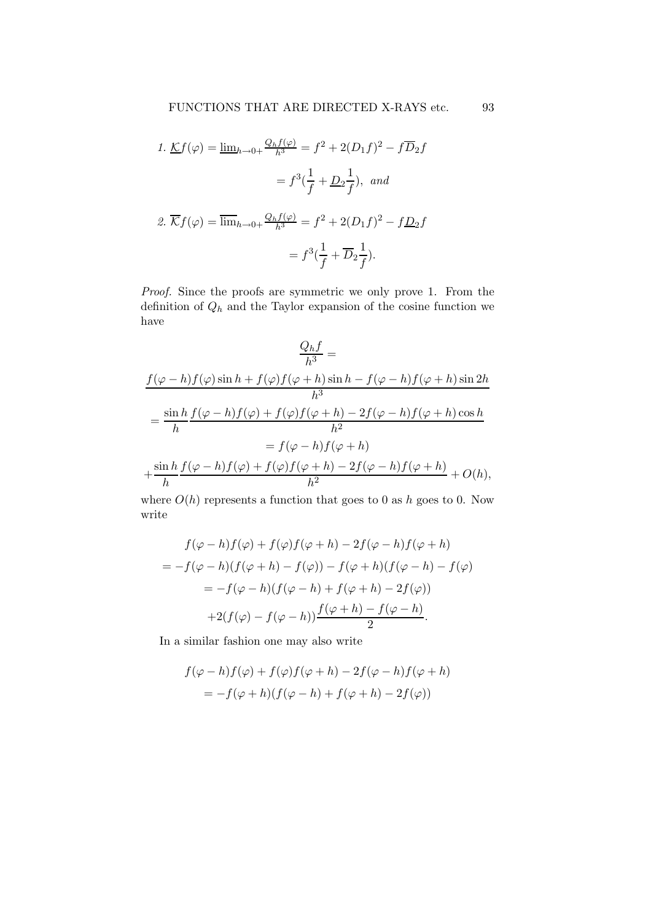*1.* $\underline{\mathcal{K}}f(\varphi) = \underline{\lim}_{h\to 0+} \frac{Q_h f(\varphi)}{h^3} = f^2 + 2(D_1 f)^2 - f\overline{D}_2 f$

$$= f^3\left(\frac{1}{f} + \underline{D}_2 \frac{1}{f}\right), \text{ and}$$

*2.* $\overline{\mathcal{K}}f(\varphi) = \overline{\lim}_{h\to 0+} \frac{Q_h f(\varphi)}{h^3} = f^2 + 2(D_1 f)^2 - f\underline{D}_2 f$

$$= f^3\left(\frac{1}{f} + \overline{D}_2 \frac{1}{f}\right).$$

*Proof.* Since the proofs are symmetric we only prove 1. From the definition of $Q_h$ and the Taylor expansion of the cosine function we have

$$\frac{Q_h f}{h^3} =$$

$$\frac{f(\varphi - h)f(\varphi)\sin h + f(\varphi)f(\varphi + h)\sin h - f(\varphi - h)f(\varphi + h)\sin 2h}{h^3}$$

$$= \frac{\sin h}{h} \frac{f(\varphi - h)f(\varphi) + f(\varphi)f(\varphi + h) - 2f(\varphi - h)f(\varphi + h)\cos h}{h^2}$$

$$= f(\varphi - h)f(\varphi + h)$$

$$+ \frac{\sin h}{h} \frac{f(\varphi - h)f(\varphi) + f(\varphi)f(\varphi + h) - 2f(\varphi - h)f(\varphi + h)}{h^2} + O(h),$$

where $O(h)$ represents a function that goes to 0 as $h$ goes to 0. Now write

$$f(\varphi - h)f(\varphi) + f(\varphi)f(\varphi + h) - 2f(\varphi - h)f(\varphi + h)$$

$$= -f(\varphi - h)(f(\varphi + h) - f(\varphi)) - f(\varphi + h)(f(\varphi - h) - f(\varphi)$$

$$= -f(\varphi - h)(f(\varphi - h) + f(\varphi + h) - 2f(\varphi))$$

$$+ 2(f(\varphi) - f(\varphi - h))\frac{f(\varphi + h) - f(\varphi - h)}{2}.$$

In a similar fashion one may also write

$$f(\varphi - h)f(\varphi) + f(\varphi)f(\varphi + h) - 2f(\varphi - h)f(\varphi + h)$$

$$= -f(\varphi + h)(f(\varphi - h) + f(\varphi + h) - 2f(\varphi))$$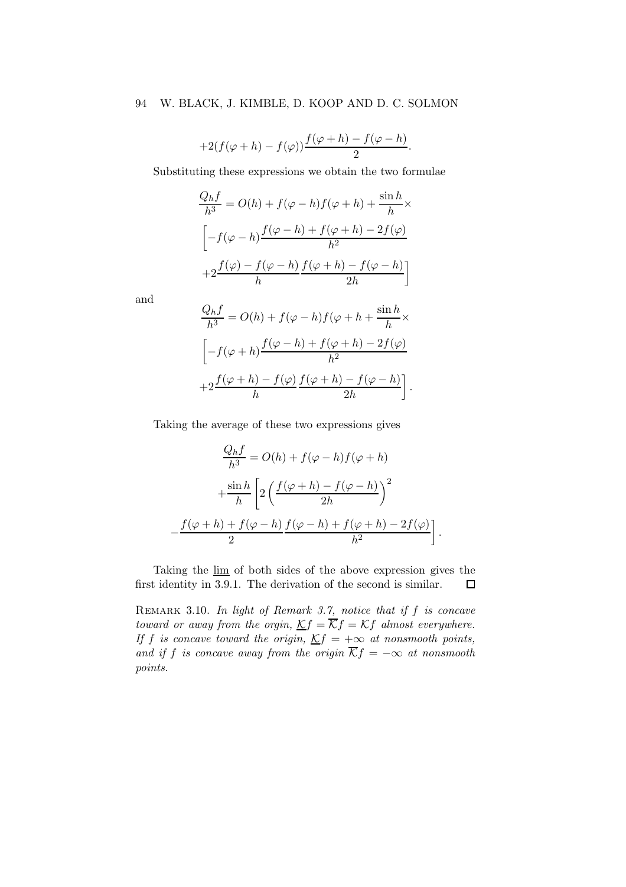$$+2(f(\varphi+h)-f(\varphi))\frac{f(\varphi+h)-f(\varphi-h)}{2}.$$

Substituting these expressions we obtain the two formulae

$$\frac{Q_h f}{h^3} = O(h) + f(\varphi-h)f(\varphi+h) + \frac{\sin h}{h}\times$$
$$\left[-f(\varphi-h)\frac{f(\varphi-h)+f(\varphi+h)-2f(\varphi)}{h^2}\right.$$
$$\left.+2\frac{f(\varphi)-f(\varphi-h)}{h}\frac{f(\varphi+h)-f(\varphi-h)}{2h}\right]$$

and

$$\frac{Q_h f}{h^3} = O(h) + f(\varphi-h)f(\varphi+h + \frac{\sin h}{h}\times$$
$$\left[-f(\varphi+h)\frac{f(\varphi-h)+f(\varphi+h)-2f(\varphi)}{h^2}\right.$$
$$\left.+2\frac{f(\varphi+h)-f(\varphi)}{h}\frac{f(\varphi+h)-f(\varphi-h)}{2h}\right].$$

Taking the average of these two expressions gives

$$\frac{Q_h f}{h^3} = O(h) + f(\varphi-h)f(\varphi+h)$$
$$+\frac{\sin h}{h}\left[2\left(\frac{f(\varphi+h)-f(\varphi-h)}{2h}\right)^2\right.$$
$$\left.-\frac{f(\varphi+h)+f(\varphi-h)}{2}\frac{f(\varphi-h)+f(\varphi+h)-2f(\varphi)}{h^2}\right].$$

Taking the $\underline{\lim}$ of both sides of the above expression gives the first identity in 3.9.1. The derivation of the second is similar. $\square$

Remark 3.10. *In light of Remark 3.7, notice that if $f$ is concave toward or away from the origin, $\underline{\mathcal{K}}f = \overline{\mathcal{K}}f = \mathcal{K}f$ almost everywhere. If $f$ is concave toward the origin, $\underline{\mathcal{K}}f = +\infty$ at nonsmooth points, and if $f$ is concave away from the origin $\overline{\mathcal{K}}f = -\infty$ at nonsmooth points.*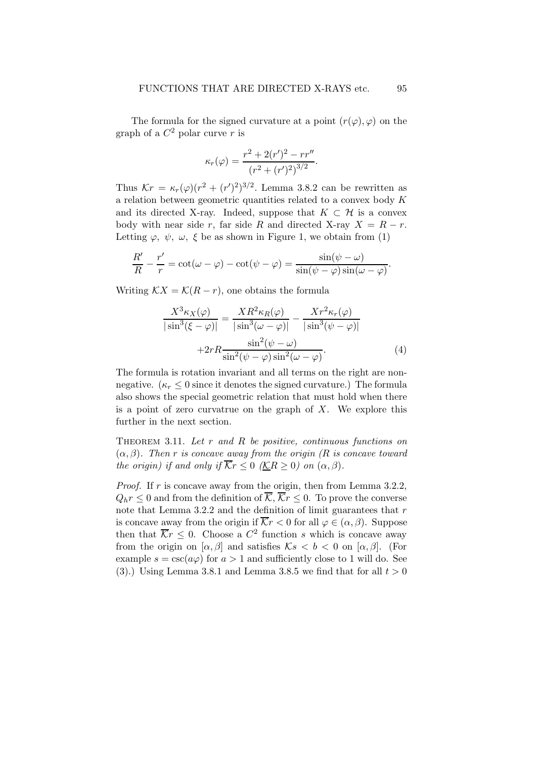The formula for the signed curvature at a point $(r(\varphi), \varphi)$ on the graph of a $C^2$ polar curve $r$ is

$$\kappa_r(\varphi) = \frac{r^2 + 2(r')^2 - rr''}{(r^2 + (r')^2)^{3/2}}.$$

Thus $\mathcal{K}r = \kappa_r(\varphi)(r^2 + (r')^2)^{3/2}$. Lemma 3.8.2 can be rewritten as a relation between geometric quantities related to a convex body $K$ and its directed X-ray. Indeed, suppose that $K \subset \mathcal{H}$ is a convex body with near side $r$, far side $R$ and directed X-ray $X = R - r$. Letting $\varphi$, $\psi$, $\omega$, $\xi$ be as shown in Figure 1, we obtain from (1)

$$\frac{R'}{R} - \frac{r'}{r} = \cot(\omega - \varphi) - \cot(\psi - \varphi) = \frac{\sin(\psi - \omega)}{\sin(\psi - \varphi)\sin(\omega - \varphi)}.$$

Writing $\mathcal{K}X = \mathcal{K}(R - r)$, one obtains the formula

$$\begin{aligned} \frac{X^3 \kappa_X(\varphi)}{|\sin^3(\xi - \varphi)|} &= \frac{XR^2 \kappa_R(\varphi)}{|\sin^3(\omega - \varphi)|} - \frac{Xr^2 \kappa_r(\varphi)}{|\sin^3(\psi - \varphi)|} \\ &\quad + 2rR \frac{\sin^2(\psi - \omega)}{\sin^2(\psi - \varphi)\sin^2(\omega - \varphi)}. \end{aligned} \tag{4}$$

The formula is rotation invariant and all terms on the right are nonnegative. ($\kappa_r \leq 0$ since it denotes the signed curvature.) The formula also shows the special geometric relation that must hold when there is a point of zero curvatrue on the graph of $X$. We explore this further in the next section.

Theorem 3.11. *Let $r$ and $R$ be positive, continuous functions on $(\alpha, \beta)$. Then $r$ is concave away from the origin ($R$ is concave toward the origin) if and only if $\overline{\mathcal{K}}r \leq 0$ ($\underline{\mathcal{K}}R \geq 0$) on $(\alpha, \beta)$.*

*Proof.* If $r$ is concave away from the origin, then from Lemma 3.2.2, $Q_h r \leq 0$ and from the definition of $\overline{\mathcal{K}}$, $\overline{\mathcal{K}}r \leq 0$. To prove the converse note that Lemma 3.2.2 and the definition of limit guarantees that $r$ is concave away from the origin if $\overline{\mathcal{K}}r < 0$ for all $\varphi \in (\alpha, \beta)$. Suppose then that $\overline{\mathcal{K}}r \leq 0$. Choose a $C^2$ function $s$ which is concave away from the origin on $[\alpha, \beta]$ and satisfies $\mathcal{K}s < b < 0$ on $[\alpha, \beta]$. (For example $s = \csc(a\varphi)$ for $a > 1$ and sufficiently close to 1 will do. See (3).) Using Lemma 3.8.1 and Lemma 3.8.5 we find that for all $t > 0$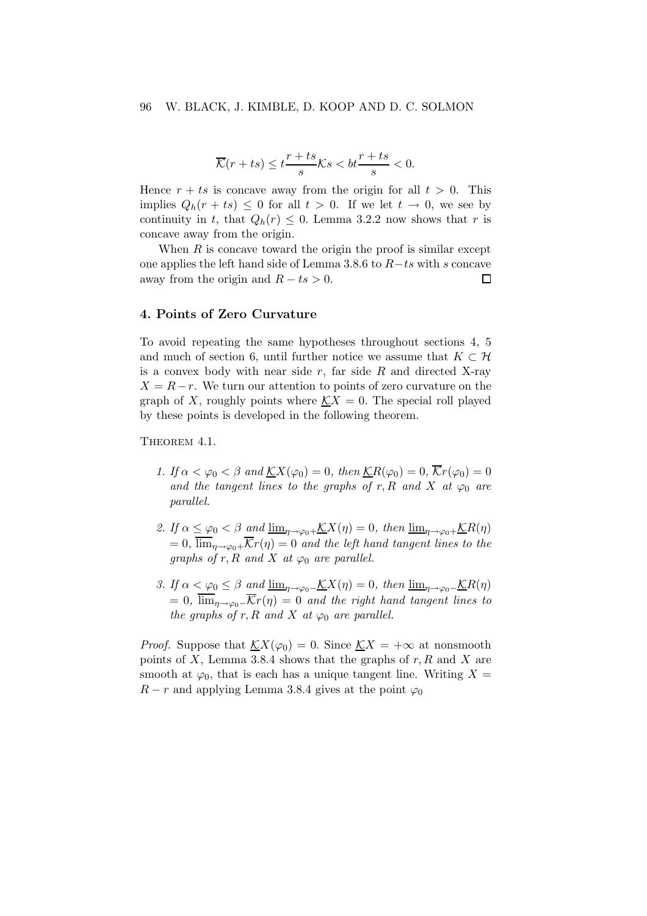$$\overline{\mathcal{K}}(r+ts) \leq t\frac{r+ts}{s}\mathcal{K}s < bt\frac{r+ts}{s} < 0.$$

Hence $r + ts$ is concave away from the origin for all $t > 0$. This implies $Q_h(r + ts) \leq 0$ for all $t > 0$. If we let $t \to 0$, we see by continuity in $t$, that $Q_h(r) \leq 0$. Lemma 3.2.2 now shows that $r$ is concave away from the origin.

When $R$ is concave toward the origin the proof is similar except one applies the left hand side of Lemma 3.8.6 to $R - ts$ with $s$ concave away from the origin and $R - ts > 0$. □

## 4. Points of Zero Curvature

To avoid repeating the same hypotheses throughout sections 4, 5 and much of section 6, until further notice we assume that $K \subset \mathcal{H}$ is a convex body with near side $r$, far side $R$ and directed X-ray $X = R - r$. We turn our attention to points of zero curvature on the graph of $X$, roughly points where $\underline{\mathcal{K}}X = 0$. The special roll played by these points is developed in the following theorem.

Theorem 4.1.

1. *If $\alpha < \varphi_0 < \beta$ and $\underline{\mathcal{K}}X(\varphi_0) = 0$, then $\underline{\mathcal{K}}R(\varphi_0) = 0$, $\overline{\mathcal{K}}r(\varphi_0) = 0$ and the tangent lines to the graphs of $r, R$ and $X$ at $\varphi_0$ are parallel.*

2. *If $\alpha \leq \varphi_0 < \beta$ and $\underline{\lim}_{\eta \to \varphi_0+} \underline{\mathcal{K}}X(\eta) = 0$, then $\underline{\lim}_{\eta \to \varphi_0+} \underline{\mathcal{K}}R(\eta) = 0$, $\overline{\lim}_{\eta \to \varphi_0+} \overline{\mathcal{K}}r(\eta) = 0$ and the left hand tangent lines to the graphs of $r, R$ and $X$ at $\varphi_0$ are parallel.*

3. *If $\alpha < \varphi_0 \leq \beta$ and $\underline{\lim}_{\eta \to \varphi_0-} \underline{\mathcal{K}}X(\eta) = 0$, then $\underline{\lim}_{\eta \to \varphi_0-} \underline{\mathcal{K}}R(\eta) = 0$, $\overline{\lim}_{\eta \to \varphi_0-} \overline{\mathcal{K}}r(\eta) = 0$ and the right hand tangent lines to the graphs of $r, R$ and $X$ at $\varphi_0$ are parallel.*

*Proof.* Suppose that $\underline{\mathcal{K}}X(\varphi_0) = 0$. Since $\underline{\mathcal{K}}X = +\infty$ at nonsmooth points of $X$, Lemma 3.8.4 shows that the graphs of $r, R$ and $X$ are smooth at $\varphi_0$, that is each has a unique tangent line. Writing $X = R - r$ and applying Lemma 3.8.4 gives at the point $\varphi_0$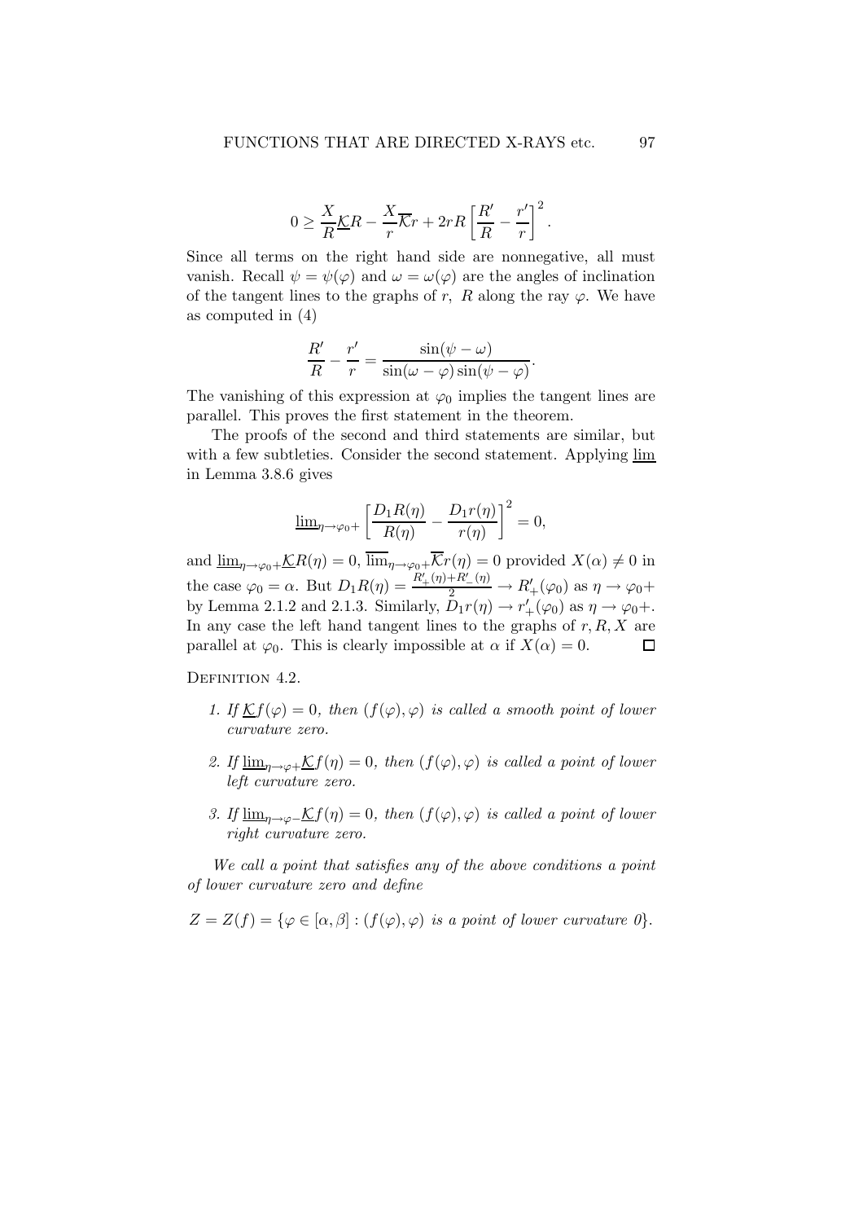$$0 \geq \frac{X}{R}\underline{\mathcal{K}}R - \frac{X}{r}\overline{\mathcal{K}}r + 2rR\left[\frac{R'}{R} - \frac{r'}{r}\right]^2.$$

Since all terms on the right hand side are nonnegative, all must vanish. Recall $\psi = \psi(\varphi)$ and $\omega = \omega(\varphi)$ are the angles of inclination of the tangent lines to the graphs of $r$, $R$ along the ray $\varphi$. We have as computed in (4)

$$\frac{R'}{R} - \frac{r'}{r} = \frac{\sin(\psi - \omega)}{\sin(\omega - \varphi)\sin(\psi - \varphi)}.$$

The vanishing of this expression at $\varphi_0$ implies the tangent lines are parallel. This proves the first statement in the theorem.

The proofs of the second and third statements are similar, but with a few subtleties. Consider the second statement. Applying $\underline{\lim}$ in Lemma 3.8.6 gives

$$\underline{\lim}_{\eta\to\varphi_0+}\left[\frac{D_1R(\eta)}{R(\eta)} - \frac{D_1r(\eta)}{r(\eta)}\right]^2 = 0,$$

and $\underline{\lim}_{\eta\to\varphi_0+}\underline{\mathcal{K}}R(\eta) = 0$, $\overline{\lim}_{\eta\to\varphi_0+}\overline{\mathcal{K}}r(\eta) = 0$ provided $X(\alpha) \neq 0$ in the case $\varphi_0 = \alpha$. But $D_1R(\eta) = \frac{R'_+(\eta)+R'_-(\eta)}{2} \to R'_+(\varphi_0)$ as $\eta \to \varphi_0+$ by Lemma 2.1.2 and 2.1.3. Similarly, $D_1r(\eta) \to r'_+(\varphi_0)$ as $\eta \to \varphi_0+$. In any case the left hand tangent lines to the graphs of $r, R, X$ are parallel at $\varphi_0$. This is clearly impossible at $\alpha$ if $X(\alpha) = 0$. □

Definition 4.2.

1. *If* $\underline{\mathcal{K}}f(\varphi) = 0$, *then* $(f(\varphi), \varphi)$ *is called a smooth point of lower curvature zero.*
2. *If* $\underline{\lim}_{\eta\to\varphi+}\underline{\mathcal{K}}f(\eta) = 0$, *then* $(f(\varphi), \varphi)$ *is called a point of lower left curvature zero.*
3. *If* $\underline{\lim}_{\eta\to\varphi-}\underline{\mathcal{K}}f(\eta) = 0$, *then* $(f(\varphi), \varphi)$ *is called a point of lower right curvature zero.*

*We call a point that satisfies any of the above conditions a point of lower curvature zero and define*

$$Z = Z(f) = \{\varphi \in [\alpha, \beta] : (f(\varphi), \varphi) \text{ is a point of lower curvature } 0\}.$$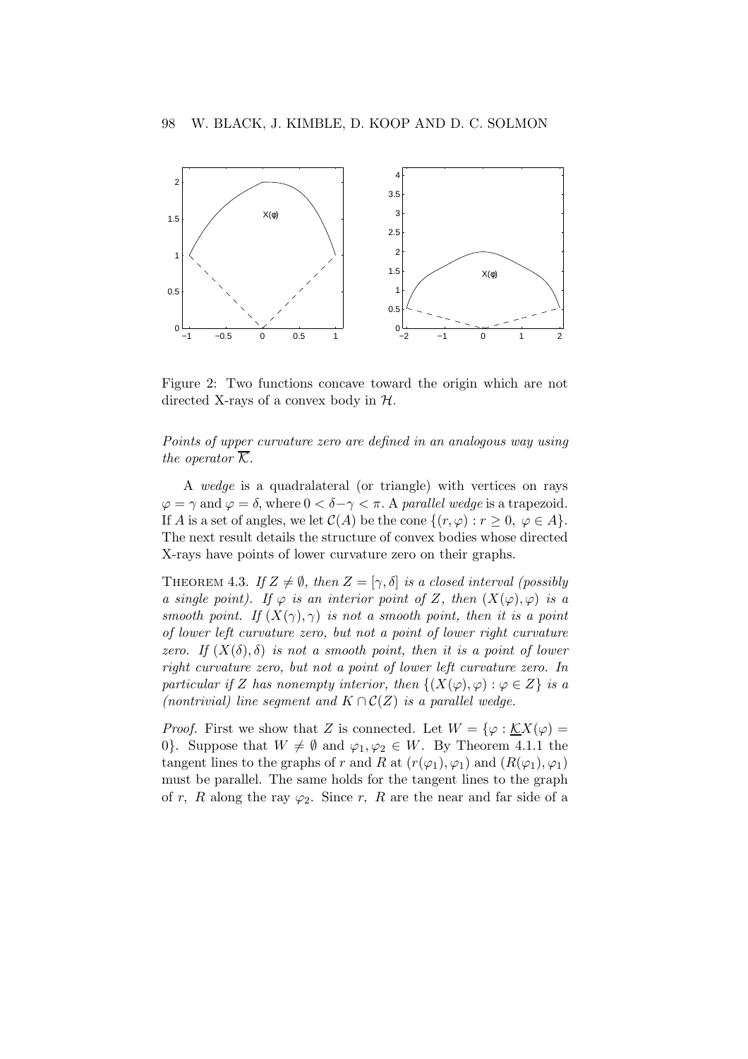Figure 2: Two functions concave toward the origin which are not directed X-rays of a convex body in $\mathcal{H}$.

*Points of upper curvature zero are defined in an analogous way using the operator* $\overline{\mathcal{K}}$.

A *wedge* is a quadralateral (or triangle) with vertices on rays $\varphi = \gamma$ and $\varphi = \delta$, where $0 < \delta - \gamma < \pi$. A *parallel wedge* is a trapezoid. If $A$ is a set of angles, we let $\mathcal{C}(A)$ be the cone $\{(r, \varphi) : r \geq 0,\ \varphi \in A\}$. The next result details the structure of convex bodies whose directed X-rays have points of lower curvature zero on their graphs.

THEOREM 4.3. *If $Z \neq \emptyset$, then $Z = [\gamma, \delta]$ is a closed interval (possibly a single point). If $\varphi$ is an interior point of $Z$, then $(X(\varphi), \varphi)$ is a smooth point. If $(X(\gamma), \gamma)$ is not a smooth point, then it is a point of lower left curvature zero, but not a point of lower right curvature zero. If $(X(\delta), \delta)$ is not a smooth point, then it is a point of lower right curvature zero, but not a point of lower left curvature zero. In particular if $Z$ has nonempty interior, then $\{(X(\varphi), \varphi) : \varphi \in Z\}$ is a (nontrivial) line segment and $K \cap \mathcal{C}(Z)$ is a parallel wedge.*

*Proof*. First we show that $Z$ is connected. Let $W = \{\varphi : \underline{\mathcal{K}}X(\varphi) = 0\}$. Suppose that $W \neq \emptyset$ and $\varphi_1, \varphi_2 \in W$. By Theorem 4.1.1 the tangent lines to the graphs of $r$ and $R$ at $(r(\varphi_1), \varphi_1)$ and $(R(\varphi_1), \varphi_1)$ must be parallel. The same holds for the tangent lines to the graph of $r$, $R$ along the ray $\varphi_2$. Since $r$, $R$ are the near and far side of a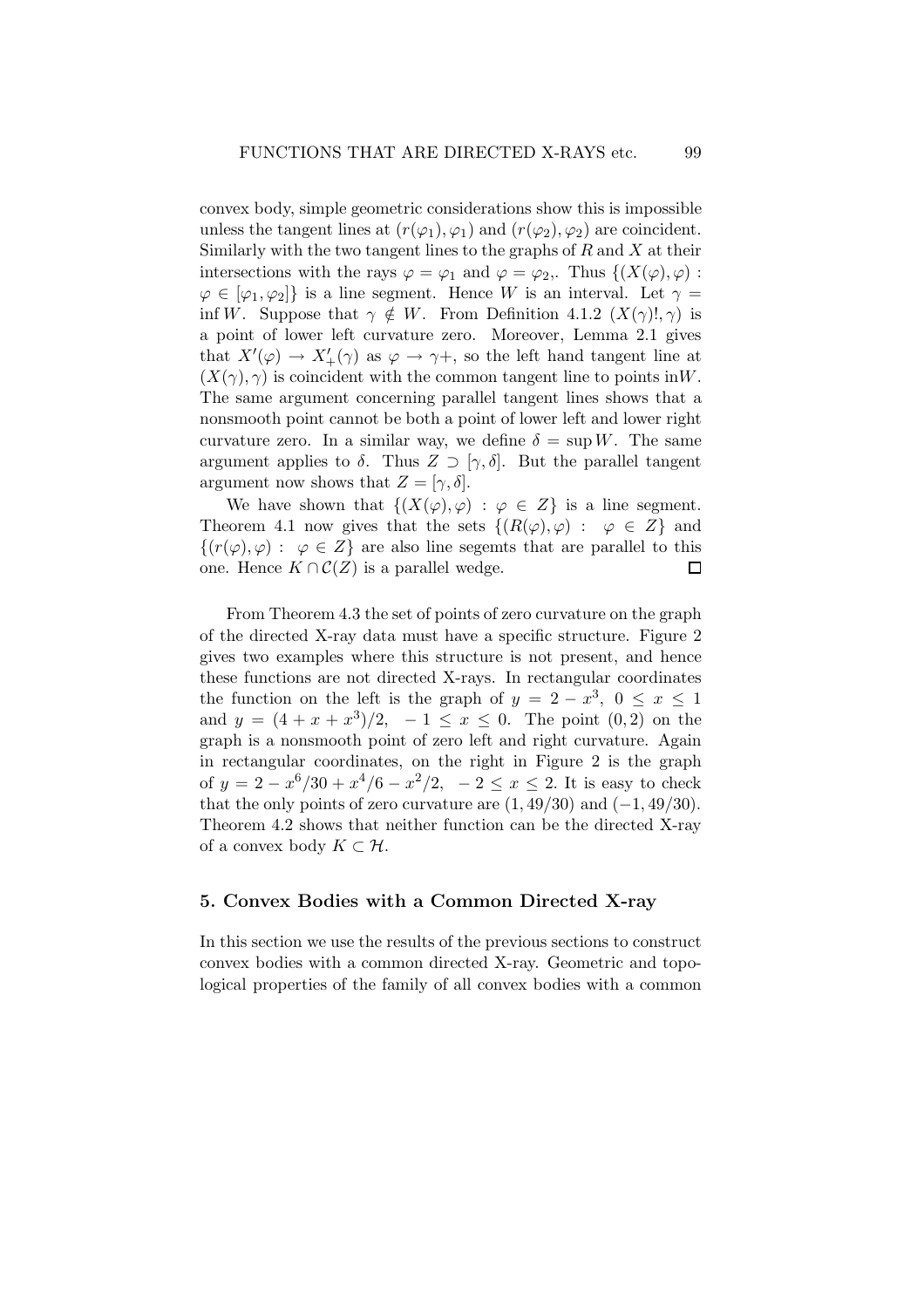convex body, simple geometric considerations show this is impossible unless the tangent lines at $(r(\varphi_1), \varphi_1)$ and $(r(\varphi_2), \varphi_2)$ are coincident. Similarly with the two tangent lines to the graphs of $R$ and $X$ at their intersections with the rays $\varphi = \varphi_1$ and $\varphi = \varphi_2$,. Thus $\{(X(\varphi), \varphi) : \varphi \in [\varphi_1, \varphi_2]\}$ is a line segment. Hence $W$ is an interval. Let $\gamma = \inf W$. Suppose that $\gamma \notin W$. From Definition 4.1.2 $(X(\gamma)!, \gamma)$ is a point of lower left curvature zero. Moreover, Lemma 2.1 gives that $X'(\varphi) \to X'_+(\gamma)$ as $\varphi \to \gamma+$, so the left hand tangent line at $(X(\gamma), \gamma)$ is coincident with the common tangent line to points in$W$. The same argument concerning parallel tangent lines shows that a nonsmooth point cannot be both a point of lower left and lower right curvature zero. In a similar way, we define $\delta = \sup W$. The same argument applies to $\delta$. Thus $Z \supset [\gamma, \delta]$. But the parallel tangent argument now shows that $Z = [\gamma, \delta]$.

We have shown that $\{(X(\varphi), \varphi) : \varphi \in Z\}$ is a line segment. Theorem 4.1 now gives that the sets $\{(R(\varphi), \varphi) : \varphi \in Z\}$ and $\{(r(\varphi), \varphi) : \varphi \in Z\}$ are also line segemts that are parallel to this one. Hence $K \cap \mathcal{C}(Z)$ is a parallel wedge. □

From Theorem 4.3 the set of points of zero curvature on the graph of the directed X-ray data must have a specific structure. Figure 2 gives two examples where this structure is not present, and hence these functions are not directed X-rays. In rectangular coordinates the function on the left is the graph of $y = 2 - x^3$, $0 \leq x \leq 1$ and $y = (4 + x + x^3)/2$, $-1 \leq x \leq 0$. The point $(0, 2)$ on the graph is a nonsmooth point of zero left and right curvature. Again in rectangular coordinates, on the right in Figure 2 is the graph of $y = 2 - x^6/30 + x^4/6 - x^2/2$, $-2 \leq x \leq 2$. It is easy to check that the only points of zero curvature are $(1, 49/30)$ and $(-1, 49/30)$. Theorem 4.2 shows that neither function can be the directed X-ray of a convex body $K \subset \mathcal{H}$.

## 5. Convex Bodies with a Common Directed X-ray

In this section we use the results of the previous sections to construct convex bodies with a common directed X-ray. Geometric and topological properties of the family of all convex bodies with a common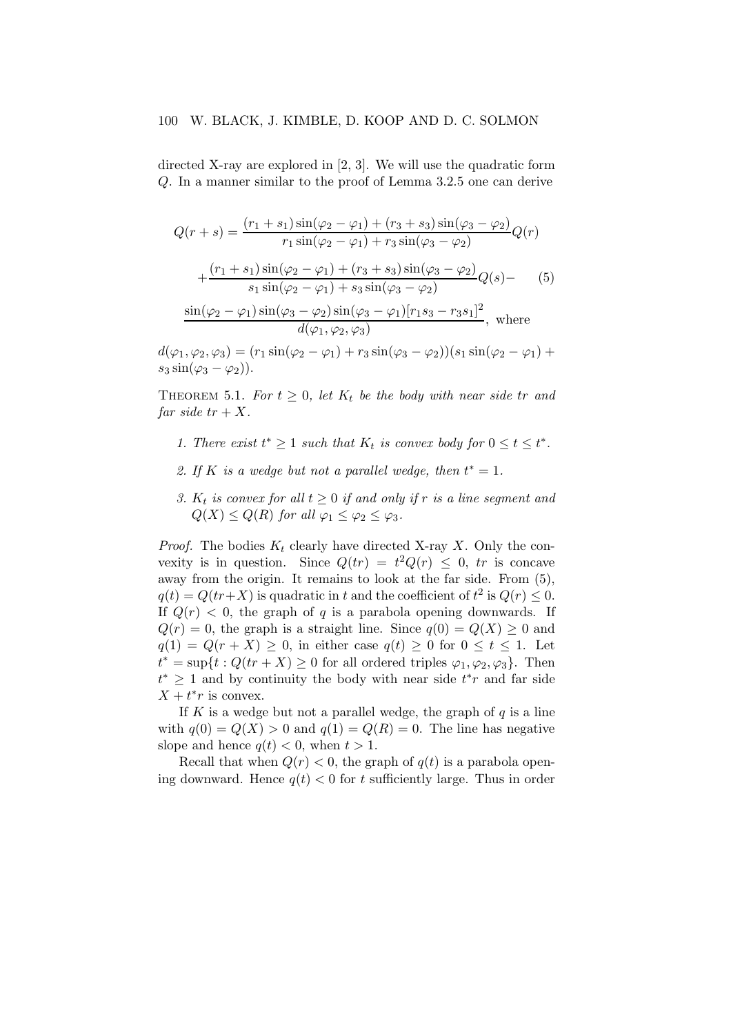directed X-ray are explored in [2, 3]. We will use the quadratic form $Q$. In a manner similar to the proof of Lemma 3.2.5 one can derive

$$Q(r+s) = \frac{(r_1+s_1)\sin(\varphi_2-\varphi_1)+(r_3+s_3)\sin(\varphi_3-\varphi_2)}{r_1\sin(\varphi_2-\varphi_1)+r_3\sin(\varphi_3-\varphi_2)}Q(r)$$

$$+\frac{(r_1+s_1)\sin(\varphi_2-\varphi_1)+(r_3+s_3)\sin(\varphi_3-\varphi_2)}{s_1\sin(\varphi_2-\varphi_1)+s_3\sin(\varphi_3-\varphi_2)}Q(s)- \qquad (5)$$

$$\frac{\sin(\varphi_2-\varphi_1)\sin(\varphi_3-\varphi_2)\sin(\varphi_3-\varphi_1)[r_1s_3-r_3s_1]^2}{d(\varphi_1,\varphi_2,\varphi_3)}, \text{ where}$$

$d(\varphi_1,\varphi_2,\varphi_3) = (r_1\sin(\varphi_2-\varphi_1)+r_3\sin(\varphi_3-\varphi_2))(s_1\sin(\varphi_2-\varphi_1)+s_3\sin(\varphi_3-\varphi_2))$.

THEOREM 5.1. *For $t \geq 0$, let $K_t$ be the body with near side $tr$ and far side $tr+X$.*

1. *There exist $t^* \geq 1$ such that $K_t$ is convex body for $0 \leq t \leq t^*$.*
2. *If $K$ is a wedge but not a parallel wedge, then $t^* = 1$.*
3. *$K_t$ is convex for all $t \geq 0$ if and only if $r$ is a line segment and $Q(X) \leq Q(R)$ for all $\varphi_1 \leq \varphi_2 \leq \varphi_3$.*

*Proof.* The bodies $K_t$ clearly have directed X-ray $X$. Only the convexity is in question. Since $Q(tr) = t^2Q(r) \leq 0$, $tr$ is concave away from the origin. It remains to look at the far side. From (5), $q(t) = Q(tr+X)$ is quadratic in $t$ and the coefficient of $t^2$ is $Q(r) \leq 0$. If $Q(r) < 0$, the graph of $q$ is a parabola opening downwards. If $Q(r) = 0$, the graph is a straight line. Since $q(0) = Q(X) \geq 0$ and $q(1) = Q(r+X) \geq 0$, in either case $q(t) \geq 0$ for $0 \leq t \leq 1$. Let $t^* = \sup\{t : Q(tr+X) \geq 0 \text{ for all ordered triples } \varphi_1, \varphi_2, \varphi_3\}$. Then $t^* \geq 1$ and by continuity the body with near side $t^*r$ and far side $X + t^*r$ is convex.

If $K$ is a wedge but not a parallel wedge, the graph of $q$ is a line with $q(0) = Q(X) > 0$ and $q(1) = Q(R) = 0$. The line has negative slope and hence $q(t) < 0$, when $t > 1$.

Recall that when $Q(r) < 0$, the graph of $q(t)$ is a parabola opening downward. Hence $q(t) < 0$ for $t$ sufficiently large. Thus in order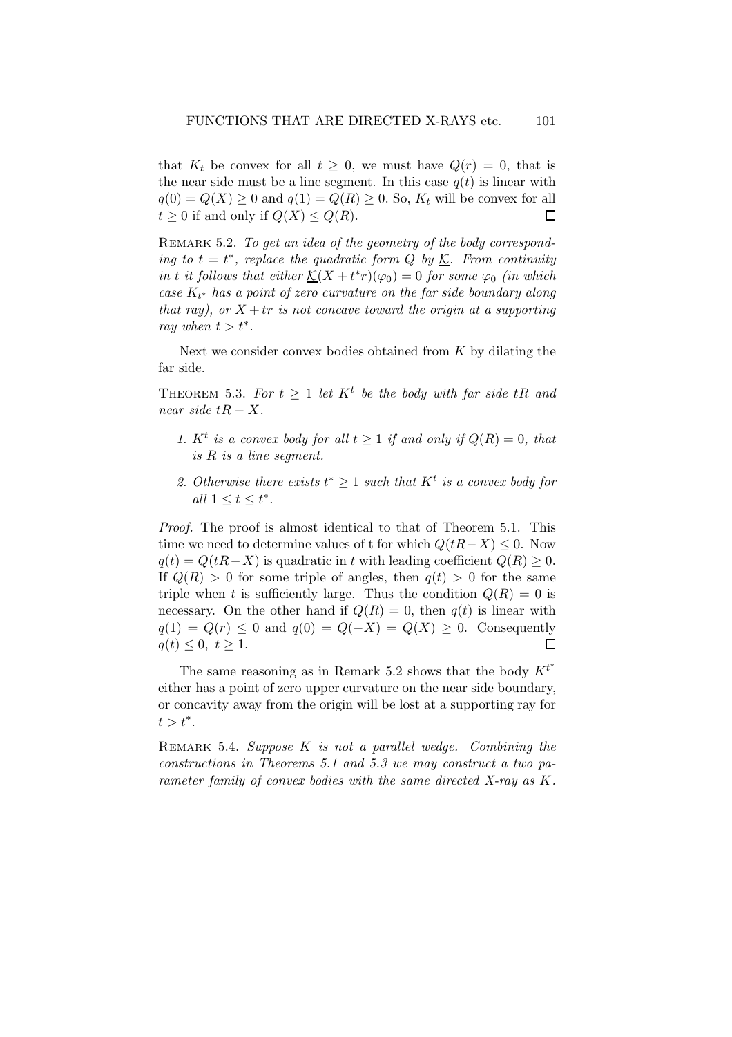that $K_t$ be convex for all $t \geq 0$, we must have $Q(r) = 0$, that is the near side must be a line segment. In this case $q(t)$ is linear with $q(0) = Q(X) \geq 0$ and $q(1) = Q(R) \geq 0$. So, $K_t$ will be convex for all $t \geq 0$ if and only if $Q(X) \leq Q(R)$. ☐

Remark 5.2. *To get an idea of the geometry of the body corresponding to $t = t^*$, replace the quadratic form $Q$ by $\underline{\mathcal{K}}$. From continuity in $t$ it follows that either $\underline{\mathcal{K}}(X + t^* r)(\varphi_0) = 0$ for some $\varphi_0$ (in which case $K_{t^*}$ has a point of zero curvature on the far side boundary along that ray), or $X + tr$ is not concave toward the origin at a supporting ray when $t > t^*$.*

Next we consider convex bodies obtained from $K$ by dilating the far side.

Theorem 5.3. *For $t \geq 1$ let $K^t$ be the body with far side $tR$ and near side $tR - X$.*

1. *$K^t$ is a convex body for all $t \geq 1$ if and only if $Q(R) = 0$, that is $R$ is a line segment.*
2. *Otherwise there exists $t^* \geq 1$ such that $K^t$ is a convex body for all $1 \leq t \leq t^*$.*

*Proof.* The proof is almost identical to that of Theorem 5.1. This time we need to determine values of t for which $Q(tR - X) \leq 0$. Now $q(t) = Q(tR - X)$ is quadratic in $t$ with leading coefficient $Q(R) \geq 0$. If $Q(R) > 0$ for some triple of angles, then $q(t) > 0$ for the same triple when $t$ is sufficiently large. Thus the condition $Q(R) = 0$ is necessary. On the other hand if $Q(R) = 0$, then $q(t)$ is linear with $q(1) = Q(r) \leq 0$ and $q(0) = Q(-X) = Q(X) \geq 0$. Consequently $q(t) \leq 0, \ t \geq 1$. ☐

The same reasoning as in Remark 5.2 shows that the body $K^{t^*}$ either has a point of zero upper curvature on the near side boundary, or concavity away from the origin will be lost at a supporting ray for $t > t^*$.

Remark 5.4. *Suppose $K$ is not a parallel wedge. Combining the constructions in Theorems 5.1 and 5.3 we may construct a two parameter family of convex bodies with the same directed X-ray as $K$.*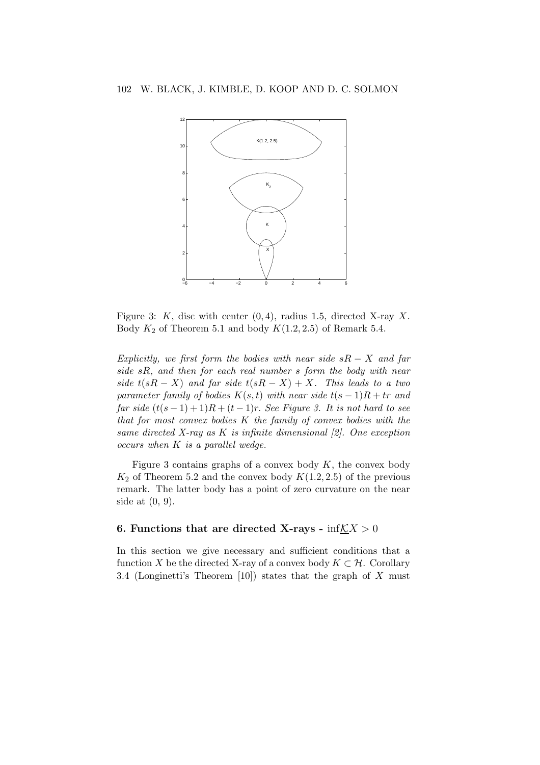Figure 3: $K$, disc with center $(0, 4)$, radius 1.5, directed X-ray $X$. Body $K_2$ of Theorem 5.1 and body $K(1.2, 2.5)$ of Remark 5.4.

*Explicitly, we first form the bodies with near side $sR - X$ and far side $sR$, and then for each real number $s$ form the body with near side $t(sR - X)$ and far side $t(sR - X) + X$. This leads to a two parameter family of bodies $K(s, t)$ with near side $t(s-1)R + tr$ and far side $(t(s-1)+1)R + (t-1)r$. See Figure 3. It is not hard to see that for most convex bodies $K$ the family of convex bodies with the same directed X-ray as $K$ is infinite dimensional [2]. One exception occurs when $K$ is a parallel wedge.*

Figure 3 contains graphs of a convex body $K$, the convex body $K_2$ of Theorem 5.2 and the convex body $K(1.2, 2.5)$ of the previous remark. The latter body has a point of zero curvature on the near side at (0, 9).

## 6. Functions that are directed X-rays - $\inf \underline{\mathcal{K}} X > 0$

In this section we give necessary and sufficient conditions that a function $X$ be the directed X-ray of a convex body $K \subset \mathcal{H}$. Corollary 3.4 (Longinetti's Theorem [10]) states that the graph of $X$ must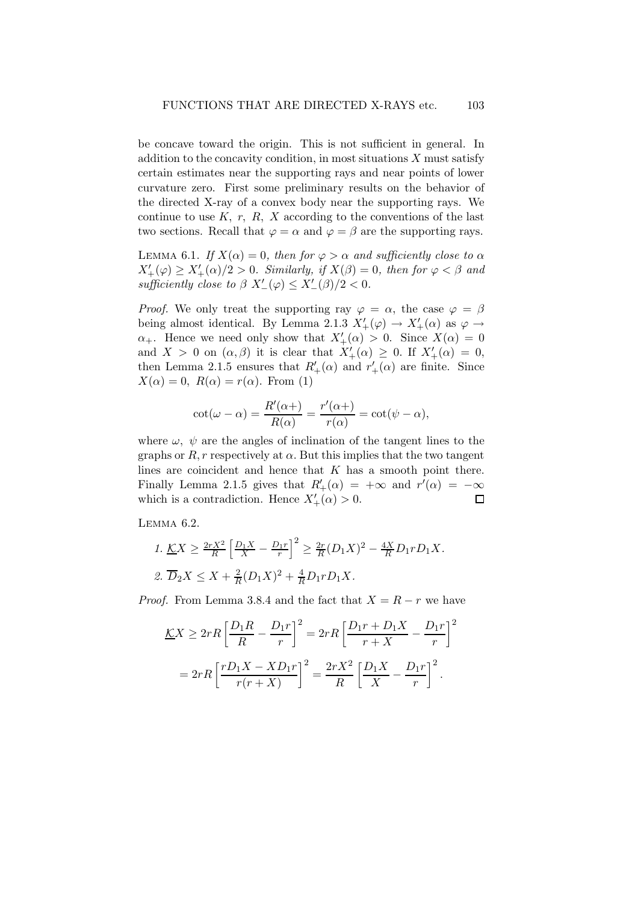be concave toward the origin. This is not sufficient in general. In addition to the concavity condition, in most situations $X$ must satisfy certain estimates near the supporting rays and near points of lower curvature zero. First some preliminary results on the behavior of the directed X-ray of a convex body near the supporting rays. We continue to use $K,\ r,\ R,\ X$ according to the conventions of the last two sections. Recall that $\varphi = \alpha$ and $\varphi = \beta$ are the supporting rays.

Lemma 6.1. *If $X(\alpha) = 0$, then for $\varphi > \alpha$ and sufficiently close to $\alpha$ $X'_+(\varphi) \geq X'_+(\alpha)/2 > 0$. Similarly, if $X(\beta) = 0$, then for $\varphi < \beta$ and sufficiently close to $\beta$ $X'_-(\varphi) \leq X'_-(\beta)/2 < 0$.*

*Proof.* We only treat the supporting ray $\varphi = \alpha$, the case $\varphi = \beta$ being almost identical. By Lemma 2.1.3 $X'_+(\varphi) \to X'_+(\alpha)$ as $\varphi \to \alpha_+$. Hence we need only show that $X'_+(\alpha) > 0$. Since $X(\alpha) = 0$ and $X > 0$ on $(\alpha, \beta)$ it is clear that $X'_+(\alpha) \geq 0$. If $X'_+(\alpha) = 0$, then Lemma 2.1.5 ensures that $R'_+(\alpha)$ and $r'_+(\alpha)$ are finite. Since $X(\alpha) = 0,\ R(\alpha) = r(\alpha)$. From (1)

$$\cot(\omega - \alpha) = \frac{R'(\alpha+)}{R(\alpha)} = \frac{r'(\alpha+)}{r(\alpha)} = \cot(\psi - \alpha),$$

where $\omega,\ \psi$ are the angles of inclination of the tangent lines to the graphs or $R, r$ respectively at $\alpha$. But this implies that the two tangent lines are coincident and hence that $K$ has a smooth point there. Finally Lemma 2.1.5 gives that $R'_+(\alpha) = +\infty$ and $r'(\alpha) = -\infty$ which is a contradiction. Hence $X'_+(\alpha) > 0$. $\square$

Lemma 6.2.

1. $\underline{\mathcal{K}}X \geq \frac{2rX^2}{R}\left[\frac{D_1X}{X} - \frac{D_1r}{r}\right]^2 \geq \frac{2r}{R}(D_1X)^2 - \frac{4X}{R}D_1rD_1X$.
2. $\overline{D}_2X \leq X + \frac{2}{R}(D_1X)^2 + \frac{4}{R}D_1rD_1X$.

*Proof.* From Lemma 3.8.4 and the fact that $X = R - r$ we have

$$\underline{\mathcal{K}}X \geq 2rR\left[\frac{D_1R}{R} - \frac{D_1r}{r}\right]^2 = 2rR\left[\frac{D_1r + D_1X}{r + X} - \frac{D_1r}{r}\right]^2$$

$$= 2rR\left[\frac{rD_1X - XD_1r}{r(r + X)}\right]^2 = \frac{2rX^2}{R}\left[\frac{D_1X}{X} - \frac{D_1r}{r}\right]^2.$$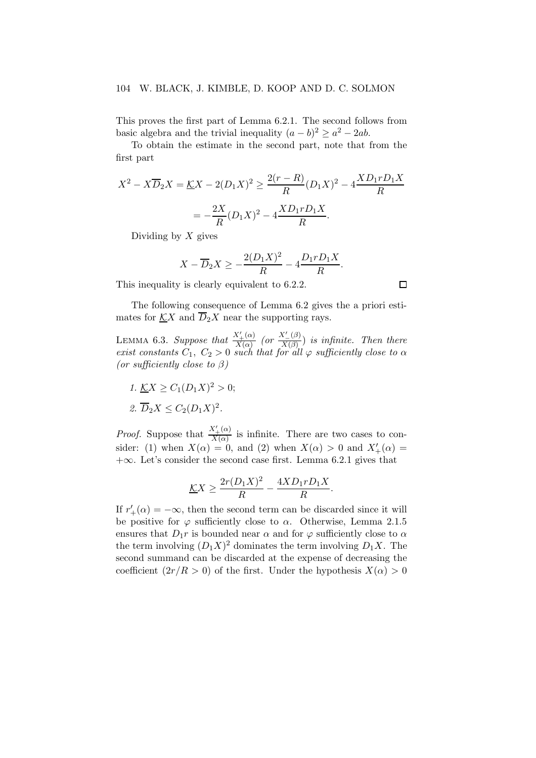This proves the first part of Lemma 6.2.1. The second follows from basic algebra and the trivial inequality $(a-b)^2 \geq a^2 - 2ab$.

To obtain the estimate in the second part, note that from the first part

$$X^2 - X\overline{D}_2 X = \underline{\mathcal{K}} X - 2(D_1X)^2 \geq \frac{2(r-R)}{R}(D_1X)^2 - 4\frac{XD_1rD_1X}{R}$$

$$= -\frac{2X}{R}(D_1X)^2 - 4\frac{XD_1rD_1X}{R}.$$

Dividing by $X$ gives

$$X - \overline{D}_2 X \geq -\frac{2(D_1X)^2}{R} - 4\frac{D_1rD_1X}{R}.$$

This inequality is clearly equivalent to 6.2.2. □

The following consequence of Lemma 6.2 gives the a priori estimates for $\underline{\mathcal{K}}X$ and $\overline{D}_2X$ near the supporting rays.

**Lemma 6.3.** *Suppose that $\frac{X'_+(\alpha)}{X(\alpha)}$ (or $\frac{X'_-(\beta)}{X(\beta)}$) is infinite. Then there exist constants $C_1,\ C_2 > 0$ such that for all $\varphi$ sufficiently close to $\alpha$ (or sufficiently close to $\beta$)*

1. $\underline{\mathcal{K}}X \geq C_1(D_1X)^2 > 0$;
2. $\overline{D}_2X \leq C_2(D_1X)^2$.

*Proof.* Suppose that $\frac{X'_+(\alpha)}{X(\alpha)}$ is infinite. There are two cases to consider: (1) when $X(\alpha) = 0$, and (2) when $X(\alpha) > 0$ and $X'_+(\alpha) = +\infty$. Let's consider the second case first. Lemma 6.2.1 gives that

$$\underline{\mathcal{K}}X \geq \frac{2r(D_1X)^2}{R} - \frac{4XD_1rD_1X}{R}.$$

If $r'_+(\alpha) = -\infty$, then the second term can be discarded since it will be positive for $\varphi$ sufficiently close to $\alpha$. Otherwise, Lemma 2.1.5 ensures that $D_1r$ is bounded near $\alpha$ and for $\varphi$ sufficiently close to $\alpha$ the term involving $(D_1X)^2$ dominates the term involving $D_1X$. The second summand can be discarded at the expense of decreasing the coefficient $(2r/R > 0)$ of the first. Under the hypothesis $X(\alpha) > 0$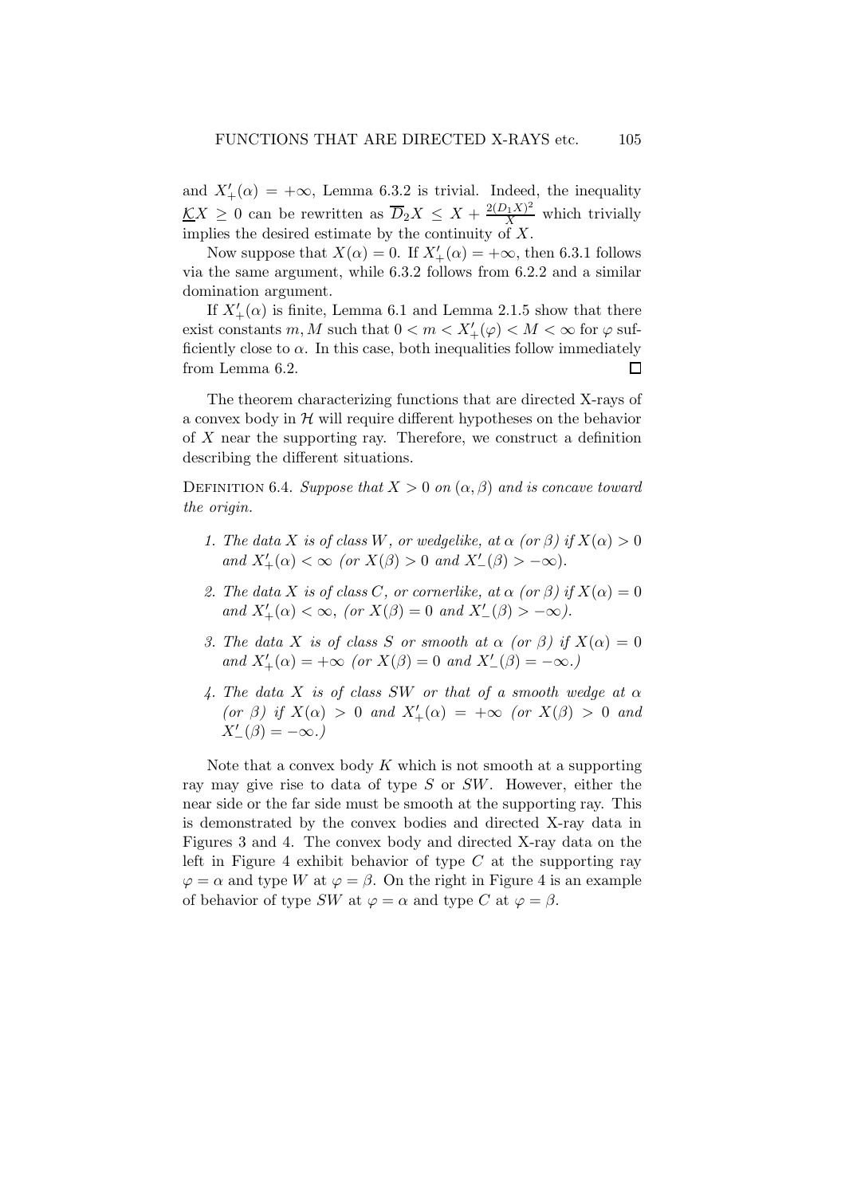and $X'_+(\alpha) = +\infty$, Lemma 6.3.2 is trivial. Indeed, the inequality $\underline{\mathcal{K}}X \geq 0$ can be rewritten as $\overline{D}_2 X \leq X + \frac{2(D_1 X)^2}{X}$ which trivially implies the desired estimate by the continuity of $X$.

Now suppose that $X(\alpha) = 0$. If $X'_+(\alpha) = +\infty$, then 6.3.1 follows via the same argument, while 6.3.2 follows from 6.2.2 and a similar domination argument.

If $X'_+(\alpha)$ is finite, Lemma 6.1 and Lemma 2.1.5 show that there exist constants $m, M$ such that $0 < m < X'_+(\varphi) < M < \infty$ for $\varphi$ sufficiently close to $\alpha$. In this case, both inequalities follow immediately from Lemma 6.2. ◻

The theorem characterizing functions that are directed X-rays of a convex body in $\mathcal{H}$ will require different hypotheses on the behavior of $X$ near the supporting ray. Therefore, we construct a definition describing the different situations.

Definition 6.4. *Suppose that $X > 0$ on $(\alpha, \beta)$ and is concave toward the origin.*

1. *The data $X$ is of class $W$, or wedgelike, at $\alpha$ (or $\beta$) if $X(\alpha) > 0$ and $X'_+(\alpha) < \infty$ (or $X(\beta) > 0$ and $X'_-(\beta) > -\infty$).*
2. *The data $X$ is of class $C$, or cornerlike, at $\alpha$ (or $\beta$) if $X(\alpha) = 0$ and $X'_+(\alpha) < \infty$, (or $X(\beta) = 0$ and $X'_-(\beta) > -\infty$).*
3. *The data $X$ is of class $S$ or smooth at $\alpha$ (or $\beta$) if $X(\alpha) = 0$ and $X'_+(\alpha) = +\infty$ (or $X(\beta) = 0$ and $X'_-(\beta) = -\infty$.)*
4. *The data $X$ is of class $SW$ or that of a smooth wedge at $\alpha$ (or $\beta$) if $X(\alpha) > 0$ and $X'_+(\alpha) = +\infty$ (or $X(\beta) > 0$ and $X'_-(\beta) = -\infty$.)*

Note that a convex body $K$ which is not smooth at a supporting ray may give rise to data of type $S$ or $SW$. However, either the near side or the far side must be smooth at the supporting ray. This is demonstrated by the convex bodies and directed X-ray data in Figures 3 and 4. The convex body and directed X-ray data on the left in Figure 4 exhibit behavior of type $C$ at the supporting ray $\varphi = \alpha$ and type $W$ at $\varphi = \beta$. On the right in Figure 4 is an example of behavior of type $SW$ at $\varphi = \alpha$ and type $C$ at $\varphi = \beta$.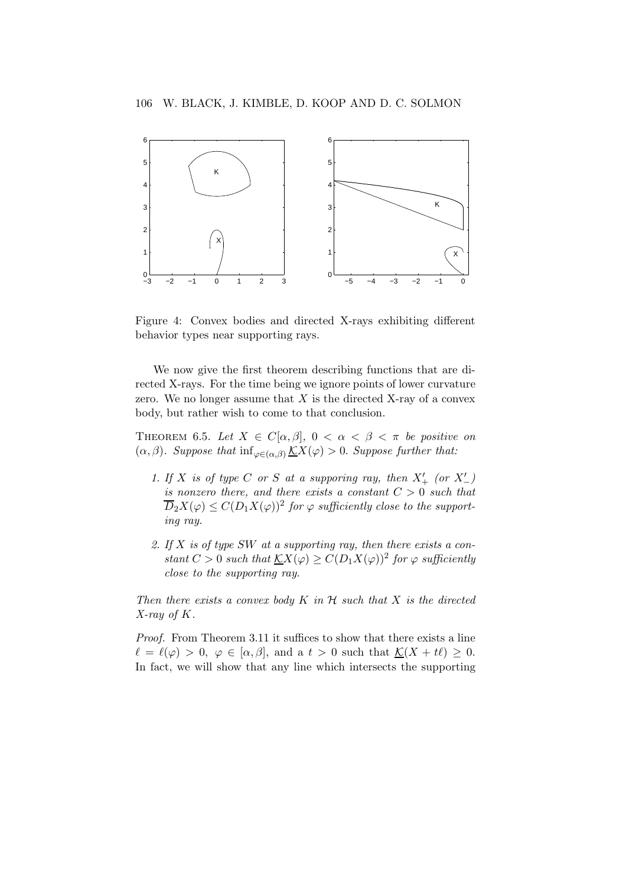Figure 4: Convex bodies and directed X-rays exhibiting different behavior types near supporting rays.

We now give the first theorem describing functions that are directed X-rays. For the time being we ignore points of lower curvature zero. We no longer assume that $X$ is the directed X-ray of a convex body, but rather wish to come to that conclusion.

Theorem 6.5. *Let $X \in C[\alpha, \beta]$, $0 < \alpha < \beta < \pi$ be positive on $(\alpha, \beta)$. Suppose that $\inf_{\varphi \in (\alpha,\beta)} \underline{\mathcal{K}} X(\varphi) > 0$. Suppose further that:*

1. *If $X$ is of type $C$ or $S$ at a supporing ray, then $X'_+$ (or $X'_-$) is nonzero there, and there exists a constant $C > 0$ such that $\overline{D}_2 X(\varphi) \leq C(D_1 X(\varphi))^2$ for $\varphi$ sufficiently close to the supporting ray.*
2. *If $X$ is of type $SW$ at a supporting ray, then there exists a constant $C > 0$ such that $\underline{\mathcal{K}} X(\varphi) \geq C(D_1 X(\varphi))^2$ for $\varphi$ sufficiently close to the supporting ray.*

*Then there exists a convex body $K$ in $\mathcal{H}$ such that $X$ is the directed X-ray of $K$.*

*Proof.* From Theorem 3.11 it suffices to show that there exists a line $\ell = \ell(\varphi) > 0$, $\varphi \in [\alpha, \beta]$, and a $t > 0$ such that $\underline{\mathcal{K}}(X + t\ell) \geq 0$. In fact, we will show that any line which intersects the supporting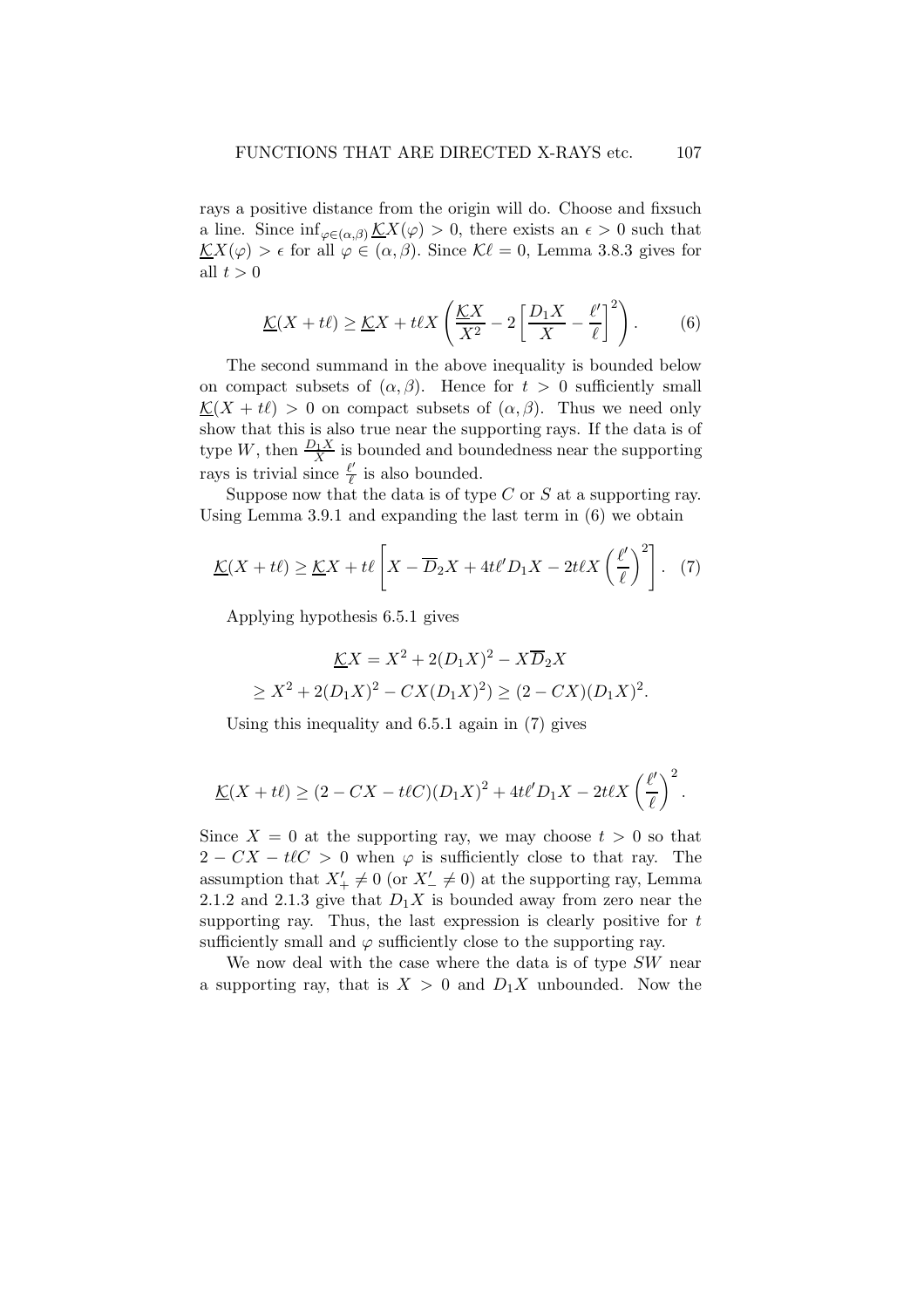rays a positive distance from the origin will do. Choose and fixsuch a line. Since $\inf_{\varphi\in(\alpha,\beta)} \underline{\mathcal{K}}X(\varphi) > 0$, there exists an $\epsilon > 0$ such that $\underline{\mathcal{K}}X(\varphi) > \epsilon$ for all $\varphi \in (\alpha, \beta)$. Since $\mathcal{K}\ell = 0$, Lemma 3.8.3 gives for all $t > 0$

$$\underline{\mathcal{K}}(X + t\ell) \geq \underline{\mathcal{K}}X + t\ell X \left( \frac{\underline{\mathcal{K}}X}{X^2} - 2\left[\frac{D_1 X}{X} - \frac{\ell'}{\ell}\right]^2 \right). \tag{6}$$

The second summand in the above inequality is bounded below on compact subsets of $(\alpha, \beta)$. Hence for $t > 0$ sufficiently small $\underline{\mathcal{K}}(X + t\ell) > 0$ on compact subsets of $(\alpha, \beta)$. Thus we need only show that this is also true near the supporting rays. If the data is of type $W$, then $\frac{D_1 X}{X}$ is bounded and boundedness near the supporting rays is trivial since $\frac{\ell'}{\ell}$ is also bounded.

Suppose now that the data is of type $C$ or $S$ at a supporting ray. Using Lemma 3.9.1 and expanding the last term in (6) we obtain

$$\underline{\mathcal{K}}(X + t\ell) \geq \underline{\mathcal{K}}X + t\ell \left[ X - \overline{D}_2 X + 4t\ell' D_1 X - 2t\ell X \left(\frac{\ell'}{\ell}\right)^2 \right]. \tag{7}$$

Applying hypothesis 6.5.1 gives

$$\begin{aligned}
\underline{\mathcal{K}}X &= X^2 + 2(D_1X)^2 - X\overline{D}_2 X \\
&\geq X^2 + 2(D_1X)^2 - CX(D_1X)^2) \geq (2 - CX)(D_1X)^2.
\end{aligned}$$

Using this inequality and 6.5.1 again in (7) gives

$$\underline{\mathcal{K}}(X + t\ell) \geq (2 - CX - t\ell C)(D_1X)^2 + 4t\ell' D_1 X - 2t\ell X \left(\frac{\ell'}{\ell}\right)^2.$$

Since $X = 0$ at the supporting ray, we may choose $t > 0$ so that $2 - CX - t\ell C > 0$ when $\varphi$ is sufficiently close to that ray. The assumption that $X'_+ \neq 0$ (or $X'_- \neq 0$) at the supporting ray, Lemma 2.1.2 and 2.1.3 give that $D_1 X$ is bounded away from zero near the supporting ray. Thus, the last expression is clearly positive for $t$ sufficiently small and $\varphi$ sufficiently close to the supporting ray.

We now deal with the case where the data is of type $SW$ near a supporting ray, that is $X > 0$ and $D_1 X$ unbounded. Now the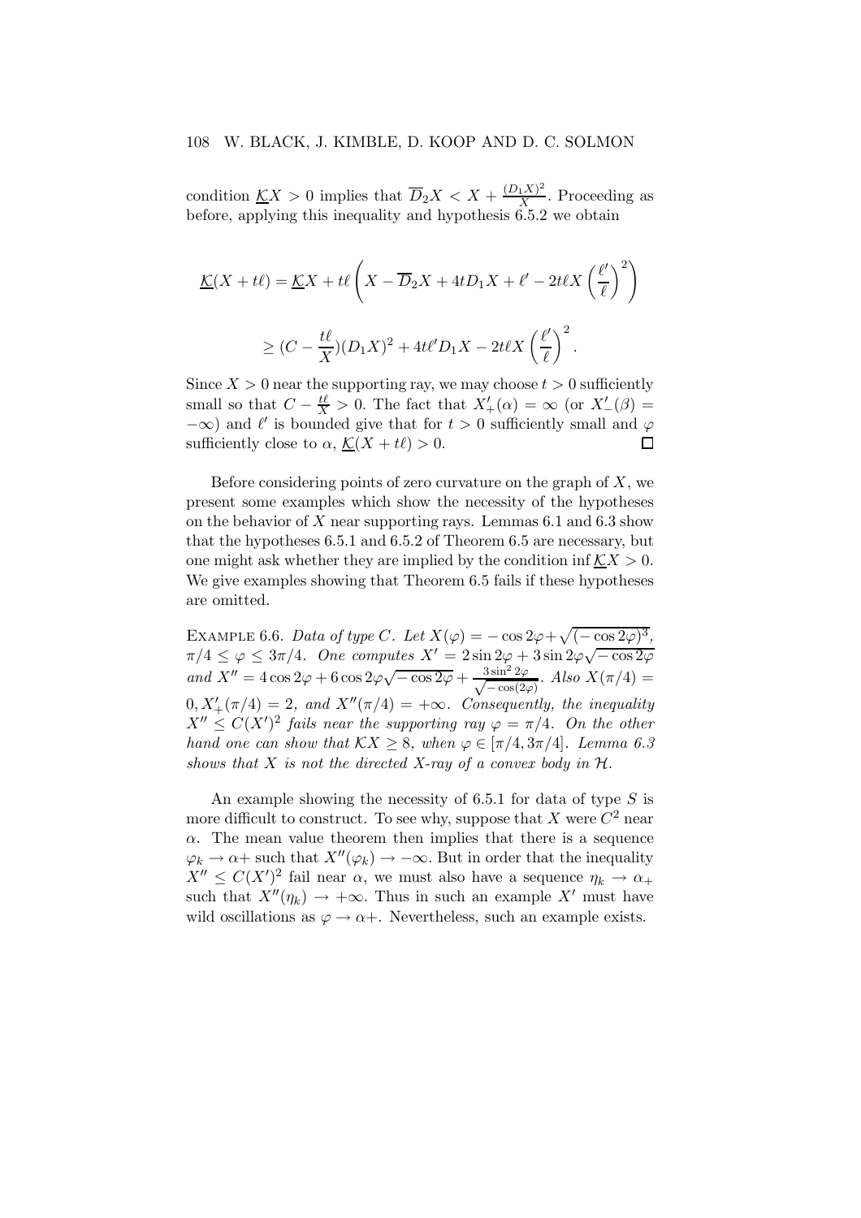condition $\underline{\mathcal{K}}X > 0$ implies that $\overline{D}_2 X < X + \frac{(D_1 X)^2}{X}$. Proceeding as before, applying this inequality and hypothesis 6.5.2 we obtain

$$\underline{\mathcal{K}}(X + t\ell) = \underline{\mathcal{K}}X + t\ell \left( X - \overline{D}_2 X + 4tD_1 X + \ell' - 2t\ell X \left(\frac{\ell'}{\ell}\right)^2 \right)$$

$$\geq (C - \frac{t\ell}{X})(D_1 X)^2 + 4t\ell' D_1 X - 2t\ell X \left(\frac{\ell'}{\ell}\right)^2.$$

Since $X > 0$ near the supporting ray, we may choose $t > 0$ sufficiently small so that $C - \frac{t\ell}{X} > 0$. The fact that $X'_+(\alpha) = \infty$ (or $X'_-(\beta) = -\infty$) and $\ell'$ is bounded give that for $t > 0$ sufficiently small and $\varphi$ sufficiently close to $\alpha$, $\underline{\mathcal{K}}(X + t\ell) > 0$. $\square$

Before considering points of zero curvature on the graph of $X$, we present some examples which show the necessity of the hypotheses on the behavior of $X$ near supporting rays. Lemmas 6.1 and 6.3 show that the hypotheses 6.5.1 and 6.5.2 of Theorem 6.5 are necessary, but one might ask whether they are implied by the condition $\inf \underline{\mathcal{K}}X > 0$. We give examples showing that Theorem 6.5 fails if these hypotheses are omitted.

Example 6.6. *Data of type $C$. Let $X(\varphi) = -\cos 2\varphi + \sqrt{(-\cos 2\varphi)^3}$, $\pi/4 \leq \varphi \leq 3\pi/4$. One computes $X' = 2\sin 2\varphi + 3\sin 2\varphi\sqrt{-\cos 2\varphi}$ and $X'' = 4\cos 2\varphi + 6\cos 2\varphi\sqrt{-\cos 2\varphi} + \frac{3\sin^2 2\varphi}{\sqrt{-\cos(2\varphi)}}$. Also $X(\pi/4) = 0, X'_+(\pi/4) = 2$, and $X''(\pi/4) = +\infty$. Consequently, the inequality $X'' \leq C(X')^2$ fails near the supporting ray $\varphi = \pi/4$. On the other hand one can show that $\mathcal{K}X \geq 8$, when $\varphi \in [\pi/4, 3\pi/4]$. Lemma 6.3 shows that $X$ is not the directed $X$-ray of a convex body in $\mathcal{H}$.*

An example showing the necessity of 6.5.1 for data of type $S$ is more difficult to construct. To see why, suppose that $X$ were $C^2$ near $\alpha$. The mean value theorem then implies that there is a sequence $\varphi_k \to \alpha+$ such that $X''(\varphi_k) \to -\infty$. But in order that the inequality $X'' \leq C(X')^2$ fail near $\alpha$, we must also have a sequence $\eta_k \to \alpha_+$ such that $X''(\eta_k) \to +\infty$. Thus in such an example $X'$ must have wild oscillations as $\varphi \to \alpha+$. Nevertheless, such an example exists.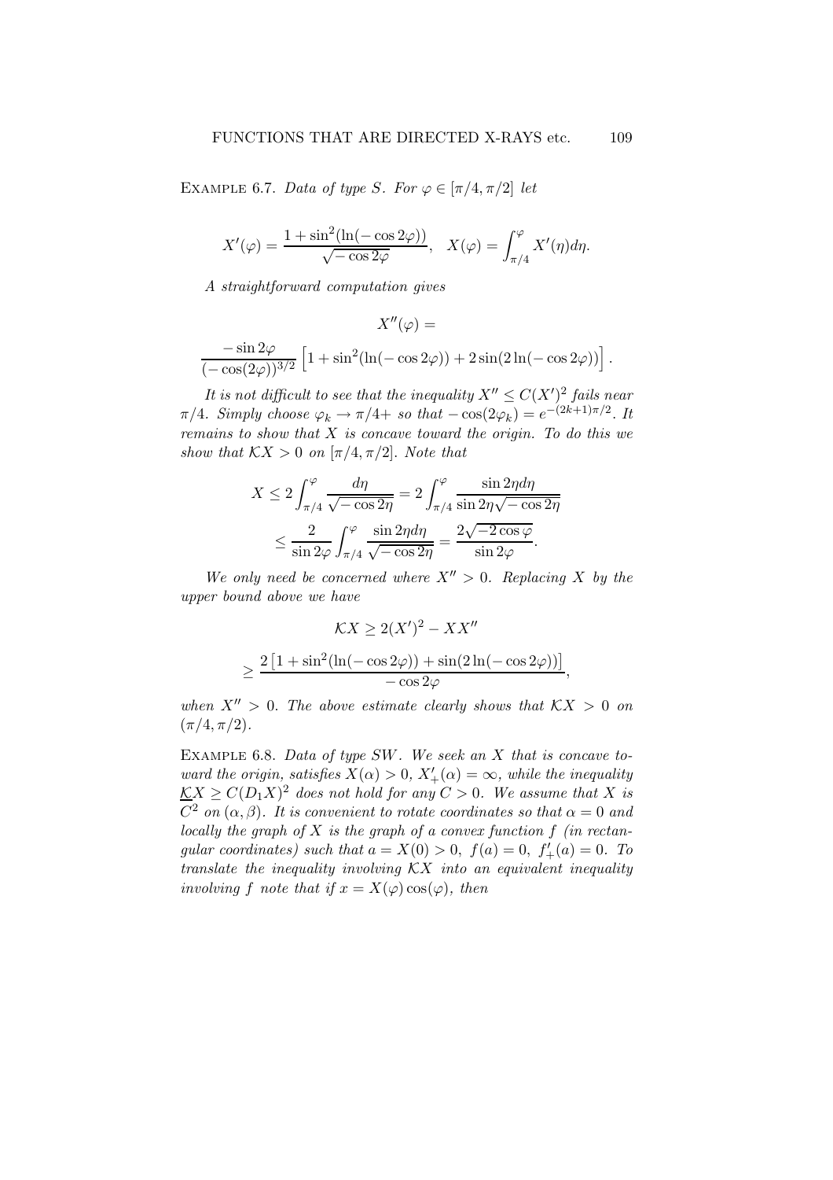Example 6.7. *Data of type S. For $\varphi \in [\pi/4, \pi/2]$ let*

$$X'(\varphi) = \frac{1 + \sin^2(\ln(-\cos 2\varphi))}{\sqrt{-\cos 2\varphi}}, \quad X(\varphi) = \int_{\pi/4}^{\varphi} X'(\eta) d\eta.$$

*A straightforward computation gives*

$$X''(\varphi) =$$

$$\frac{-\sin 2\varphi}{(-\cos(2\varphi))^{3/2}} \left[ 1 + \sin^2(\ln(-\cos 2\varphi)) + 2\sin(2\ln(-\cos 2\varphi)) \right].$$

*It is not difficult to see that the inequality $X'' \leq C(X')^2$ fails near $\pi/4$. Simply choose $\varphi_k \to \pi/4+$ so that $-\cos(2\varphi_k) = e^{-(2k+1)\pi/2}$. It remains to show that $X$ is concave toward the origin. To do this we show that $\mathcal{K}X > 0$ on $[\pi/4, \pi/2]$. Note that*

$$X \leq 2\int_{\pi/4}^{\varphi} \frac{d\eta}{\sqrt{-\cos 2\eta}} = 2\int_{\pi/4}^{\varphi} \frac{\sin 2\eta d\eta}{\sin 2\eta \sqrt{-\cos 2\eta}}$$

$$\leq \frac{2}{\sin 2\varphi} \int_{\pi/4}^{\varphi} \frac{\sin 2\eta d\eta}{\sqrt{-\cos 2\eta}} = \frac{2\sqrt{-2\cos\varphi}}{\sin 2\varphi}.$$

*We only need be concerned where $X'' > 0$. Replacing $X$ by the upper bound above we have*

$$\mathcal{K}X \geq 2(X')^2 - XX''$$

$$\geq \frac{2\left[1 + \sin^2(\ln(-\cos 2\varphi)) + \sin(2\ln(-\cos 2\varphi))\right]}{-\cos 2\varphi},$$

*when $X'' > 0$. The above estimate clearly shows that $\mathcal{K}X > 0$ on $(\pi/4, \pi/2)$.*

Example 6.8. *Data of type SW. We seek an $X$ that is concave toward the origin, satisfies $X(\alpha) > 0$, $X'_+(\alpha) = \infty$, while the inequality $\underline{\mathcal{K}}X \geq C(D_1X)^2$ does not hold for any $C > 0$. We assume that $X$ is $C^2$ on $(\alpha, \beta)$. It is convenient to rotate coordinates so that $\alpha = 0$ and locally the graph of $X$ is the graph of a convex function $f$ (in rectangular coordinates) such that $a = X(0) > 0$, $f(a) = 0$, $f'_+(a) = 0$. To translate the inequality involving $\mathcal{K}X$ into an equivalent inequality involving $f$ note that if $x = X(\varphi)\cos(\varphi)$, then*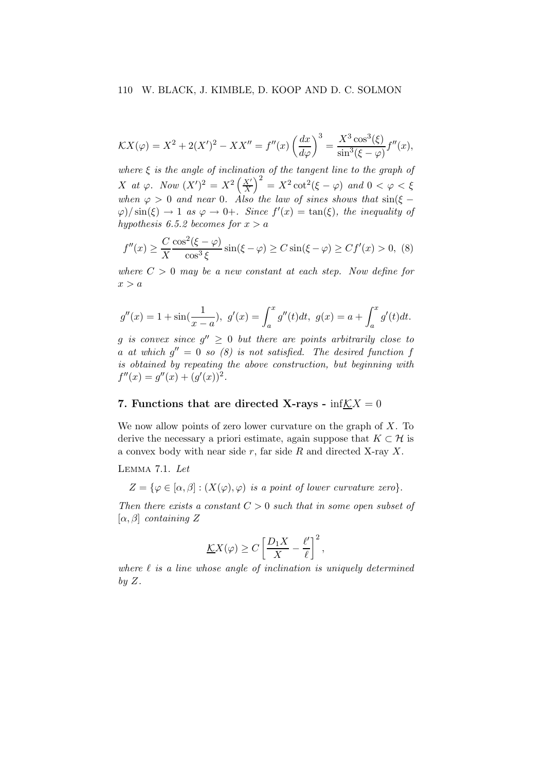$$\mathcal{K}X(\varphi) = X^2 + 2(X')^2 - XX'' = f''(x)\left(\frac{dx}{d\varphi}\right)^3 = \frac{X^3\cos^3(\xi)}{\sin^3(\xi-\varphi)}f''(x),$$

*where $\xi$ is the angle of inclination of the tangent line to the graph of $X$ at $\varphi$. Now $(X')^2 = X^2\left(\frac{X'}{X}\right)^2 = X^2\cot^2(\xi-\varphi)$ and $0 < \varphi < \xi$ when $\varphi > 0$ and near 0. Also the law of sines shows that $\sin(\xi - \varphi)/\sin(\xi) \to 1$ as $\varphi \to 0+$. Since $f'(x) = \tan(\xi)$, the inequality of hypothesis 6.5.2 becomes for $x > a$*

$$f''(x) \geq \frac{C}{X}\frac{\cos^2(\xi-\varphi)}{\cos^3\xi}\sin(\xi-\varphi) \geq C\sin(\xi-\varphi) \geq Cf'(x) > 0, \quad (8)$$

*where $C > 0$ may be a new constant at each step. Now define for $x > a$*

$$g''(x) = 1 + \sin\left(\frac{1}{x-a}\right),\ g'(x) = \int_a^x g''(t)dt,\ g(x) = a + \int_a^x g'(t)dt.$$

*$g$ is convex since $g'' \geq 0$ but there are points arbitrarily close to $a$ at which $g'' = 0$ so (8) is not satisfied. The desired function $f$ is obtained by repeating the above construction, but beginning with $f''(x) = g''(x) + (g'(x))^2$.*

## 7. Functions that are directed X-rays - $\inf \underline{\mathcal{K}}X = 0$

We now allow points of zero lower curvature on the graph of $X$. To derive the necessary a priori estimate, again suppose that $K \subset \mathcal{H}$ is a convex body with near side $r$, far side $R$ and directed X-ray $X$.

Lemma 7.1. *Let*

$$Z = \{\varphi \in [\alpha, \beta] : (X(\varphi), \varphi) \text{ is a point of lower curvature zero}\}.$$

*Then there exists a constant $C > 0$ such that in some open subset of $[\alpha, \beta]$ containing $Z$*

$$\underline{\mathcal{K}}X(\varphi) \geq C\left[\frac{D_1X}{X} - \frac{\ell'}{\ell}\right]^2,$$

*where $\ell$ is a line whose angle of inclination is uniquely determined by $Z$.*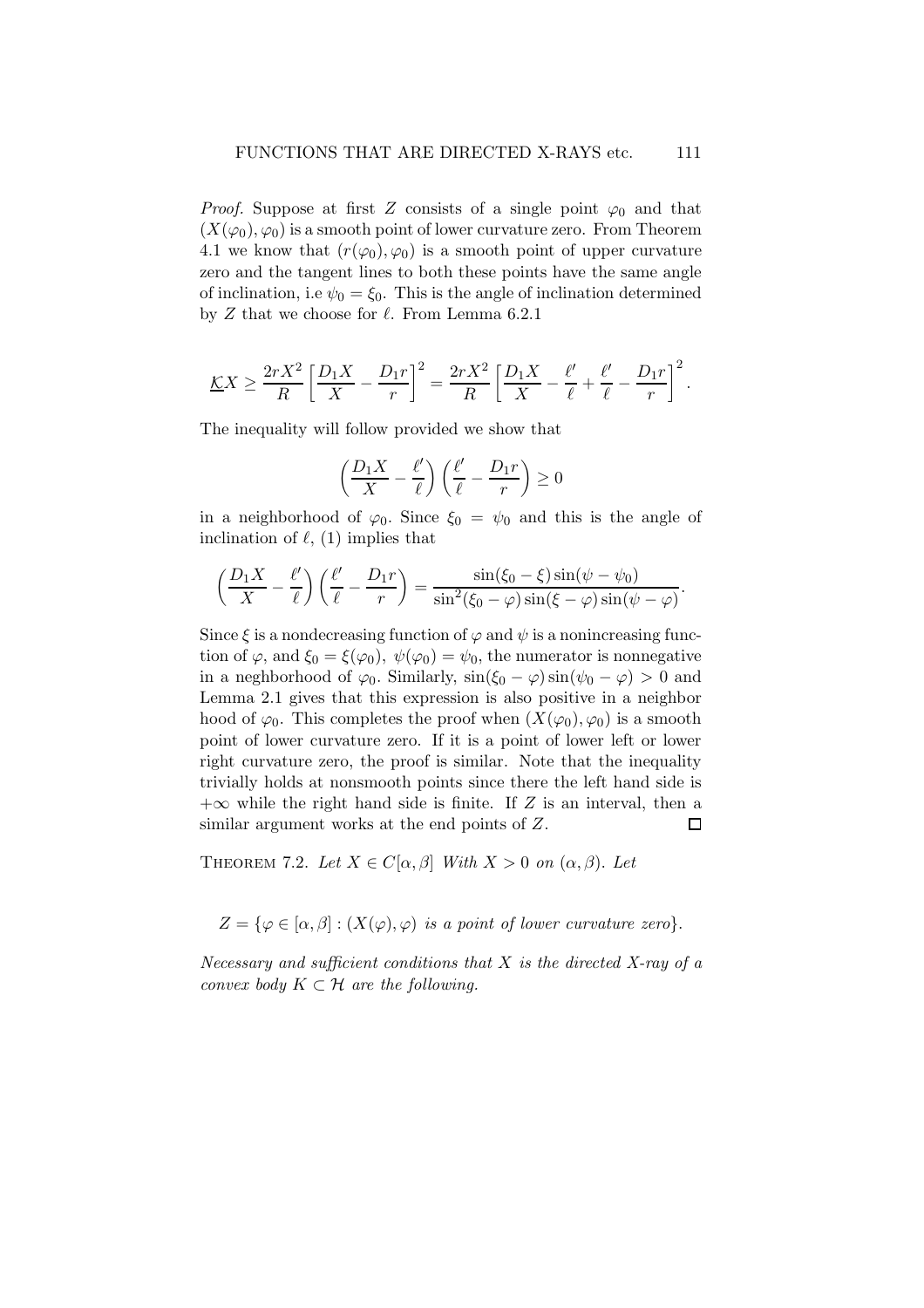*Proof.* Suppose at first $Z$ consists of a single point $\varphi_0$ and that $(X(\varphi_0), \varphi_0)$ is a smooth point of lower curvature zero. From Theorem 4.1 we know that $(r(\varphi_0), \varphi_0)$ is a smooth point of upper curvature zero and the tangent lines to both these points have the same angle of inclination, i.e $\psi_0 = \xi_0$. This is the angle of inclination determined by $Z$ that we choose for $\ell$. From Lemma 6.2.1

$$\underline{\mathcal{K}}X \geq \frac{2rX^2}{R}\left[\frac{D_1X}{X} - \frac{D_1r}{r}\right]^2 = \frac{2rX^2}{R}\left[\frac{D_1X}{X} - \frac{\ell'}{\ell} + \frac{\ell'}{\ell} - \frac{D_1r}{r}\right]^2.$$

The inequality will follow provided we show that

$$\left(\frac{D_1X}{X} - \frac{\ell'}{\ell}\right)\left(\frac{\ell'}{\ell} - \frac{D_1r}{r}\right) \geq 0$$

in a neighborhood of $\varphi_0$. Since $\xi_0 = \psi_0$ and this is the angle of inclination of $\ell$, (1) implies that

$$\left(\frac{D_1X}{X} - \frac{\ell'}{\ell}\right)\left(\frac{\ell'}{\ell} - \frac{D_1r}{r}\right) = \frac{\sin(\xi_0 - \xi)\sin(\psi - \psi_0)}{\sin^2(\xi_0 - \varphi)\sin(\xi - \varphi)\sin(\psi - \varphi)}.$$

Since $\xi$ is a nondecreasing function of $\varphi$ and $\psi$ is a nonincreasing function of $\varphi$, and $\xi_0 = \xi(\varphi_0)$, $\psi(\varphi_0) = \psi_0$, the numerator is nonnegative in a neghborhood of $\varphi_0$. Similarly, $\sin(\xi_0 - \varphi)\sin(\psi_0 - \varphi) > 0$ and Lemma 2.1 gives that this expression is also positive in a neighbor hood of $\varphi_0$. This completes the proof when $(X(\varphi_0), \varphi_0)$ is a smooth point of lower curvature zero. If it is a point of lower left or lower right curvature zero, the proof is similar. Note that the inequality trivially holds at nonsmooth points since there the left hand side is $+\infty$ while the right hand side is finite. If $Z$ is an interval, then a similar argument works at the end points of $Z$. $\square$

THEOREM 7.2. *Let $X \in C[\alpha, \beta]$ With $X > 0$ on $(\alpha, \beta)$. Let*

$$Z = \{\varphi \in [\alpha, \beta] : (X(\varphi), \varphi) \text{ is a point of lower curvature zero}\}.$$

*Necessary and sufficient conditions that $X$ is the directed X-ray of a convex body $K \subset \mathcal{H}$ are the following.*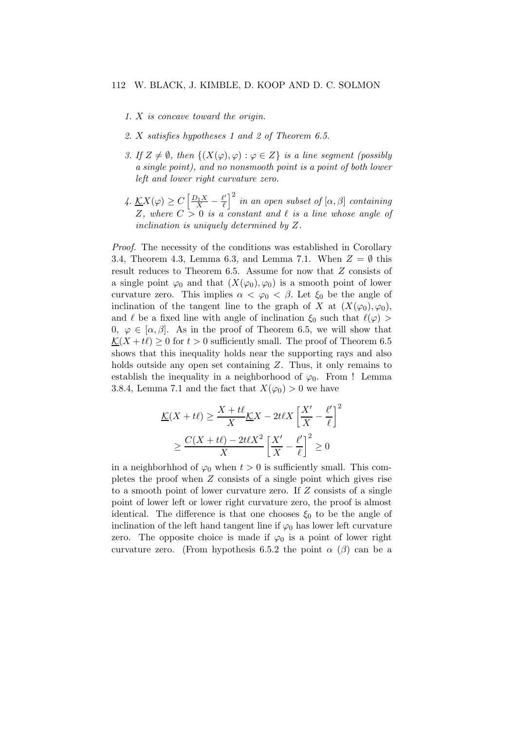*1. $X$ is concave toward the origin.*

*2. $X$ satisfies hypotheses 1 and 2 of Theorem 6.5.*

*3. If $Z \neq \emptyset$, then $\{(X(\varphi), \varphi) : \varphi \in Z\}$ is a line segment (possibly a single point), and no nonsmooth point is a point of both lower left and lower right curvature zero.*

*4. $\underline{\mathcal{K}}X(\varphi) \geq C\left[\frac{D_1 X}{X} - \frac{\ell'}{\ell}\right]^2$ in an open subset of $[\alpha, \beta]$ containing $Z$, where $C > 0$ is a constant and $\ell$ is a line whose angle of inclination is uniquely determined by $Z$.*

*Proof.* The necessity of the conditions was established in Corollary 3.4, Theorem 4.3, Lemma 6.3, and Lemma 7.1. When $Z = \emptyset$ this result reduces to Theorem 6.5. Assume for now that $Z$ consists of a single point $\varphi_0$ and that $(X(\varphi_0), \varphi_0)$ is a smooth point of lower curvature zero. This implies $\alpha < \varphi_0 < \beta$. Let $\xi_0$ be the angle of inclination of the tangent line to the graph of $X$ at $(X(\varphi_0), \varphi_0)$, and $\ell$ be a fixed line with angle of inclination $\xi_0$ such that $\ell(\varphi) > 0$, $\varphi \in [\alpha, \beta]$. As in the proof of Theorem 6.5, we will show that $\underline{\mathcal{K}}(X + t\ell) \geq 0$ for $t > 0$ sufficiently small. The proof of Theorem 6.5 shows that this inequality holds near the supporting rays and also holds outside any open set containing $Z$. Thus, it only remains to establish the inequality in a neighborhood of $\varphi_0$. From ! Lemma 3.8.4, Lemma 7.1 and the fact that $X(\varphi_0) > 0$ we have

$$\underline{\mathcal{K}}(X + t\ell) \geq \frac{X + t\ell}{X}\underline{\mathcal{K}}X - 2t\ell X\left[\frac{X'}{X} - \frac{\ell'}{\ell}\right]^2$$

$$\geq \frac{C(X + t\ell) - 2t\ell X^2}{X}\left[\frac{X'}{X} - \frac{\ell'}{\ell}\right]^2 \geq 0$$

in a neighborhhod of $\varphi_0$ when $t > 0$ is sufficiently small. This completes the proof when $Z$ consists of a single point which gives rise to a smooth point of lower curvature zero. If $Z$ consists of a single point of lower left or lower right curvature zero, the proof is almost identical. The difference is that one chooses $\xi_0$ to be the angle of inclination of the left hand tangent line if $\varphi_0$ has lower left curvature zero. The opposite choice is made if $\varphi_0$ is a point of lower right curvature zero. (From hypothesis 6.5.2 the point $\alpha$ ($\beta$) can be a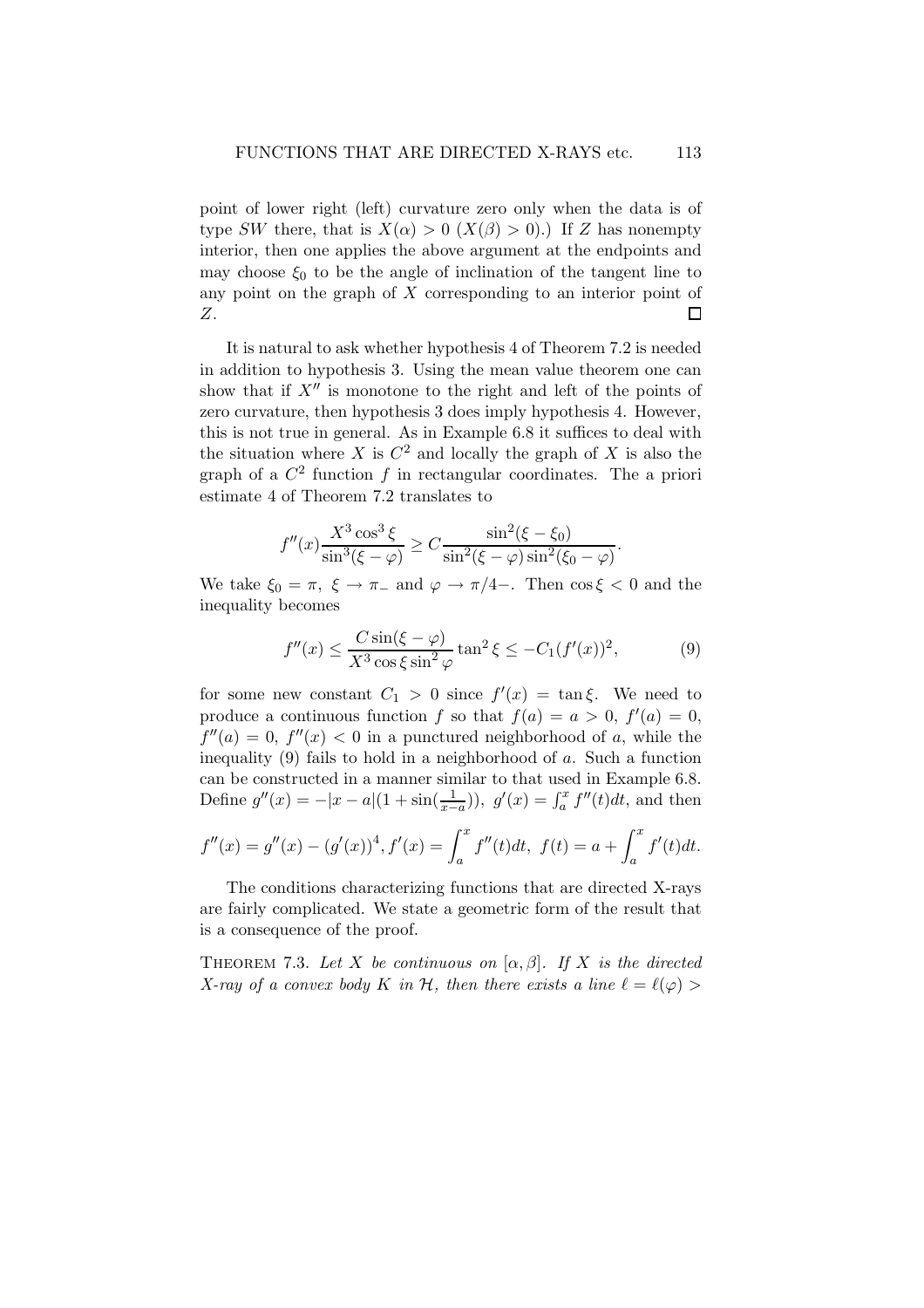point of lower right (left) curvature zero only when the data is of type $SW$ there, that is $X(\alpha) > 0$ ($X(\beta) > 0$).) If $Z$ has nonempty interior, then one applies the above argument at the endpoints and may choose $\xi_0$ to be the angle of inclination of the tangent line to any point on the graph of $X$ corresponding to an interior point of $Z$. $\square$

It is natural to ask whether hypothesis 4 of Theorem 7.2 is needed in addition to hypothesis 3. Using the mean value theorem one can show that if $X''$ is monotone to the right and left of the points of zero curvature, then hypothesis 3 does imply hypothesis 4. However, this is not true in general. As in Example 6.8 it suffices to deal with the situation where $X$ is $C^2$ and locally the graph of $X$ is also the graph of a $C^2$ function $f$ in rectangular coordinates. The a priori estimate 4 of Theorem 7.2 translates to

$$f''(x)\frac{X^3\cos^3\xi}{\sin^3(\xi-\varphi)} \geq C\frac{\sin^2(\xi-\xi_0)}{\sin^2(\xi-\varphi)\sin^2(\xi_0-\varphi)}.$$

We take $\xi_0 = \pi$, $\xi \to \pi_-$ and $\varphi \to \pi/4-$. Then $\cos\xi < 0$ and the inequality becomes

$$f''(x) \leq \frac{C\sin(\xi-\varphi)}{X^3\cos\xi\sin^2\varphi}\tan^2\xi \leq -C_1(f'(x))^2, \tag{9}$$

for some new constant $C_1 > 0$ since $f'(x) = \tan\xi$. We need to produce a continuous function $f$ so that $f(a) = a > 0$, $f'(a) = 0$, $f''(a) = 0$, $f''(x) < 0$ in a punctured neighborhood of $a$, while the inequality (9) fails to hold in a neighborhood of $a$. Such a function can be constructed in a manner similar to that used in Example 6.8. Define $g''(x) = -|x-a|(1+\sin(\frac{1}{x-a}))$, $g'(x) = \int_a^x f''(t)dt$, and then

$$f''(x) = g''(x) - (g'(x))^4, f'(x) = \int_a^x f''(t)dt,\ f(t) = a + \int_a^x f'(t)dt.$$

The conditions characterizing functions that are directed X-rays are fairly complicated. We state a geometric form of the result that is a consequence of the proof.

THEOREM 7.3. *Let $X$ be continuous on $[\alpha,\beta]$. If $X$ is the directed X-ray of a convex body $K$ in $\mathcal{H}$, then there exists a line $\ell = \ell(\varphi) >$*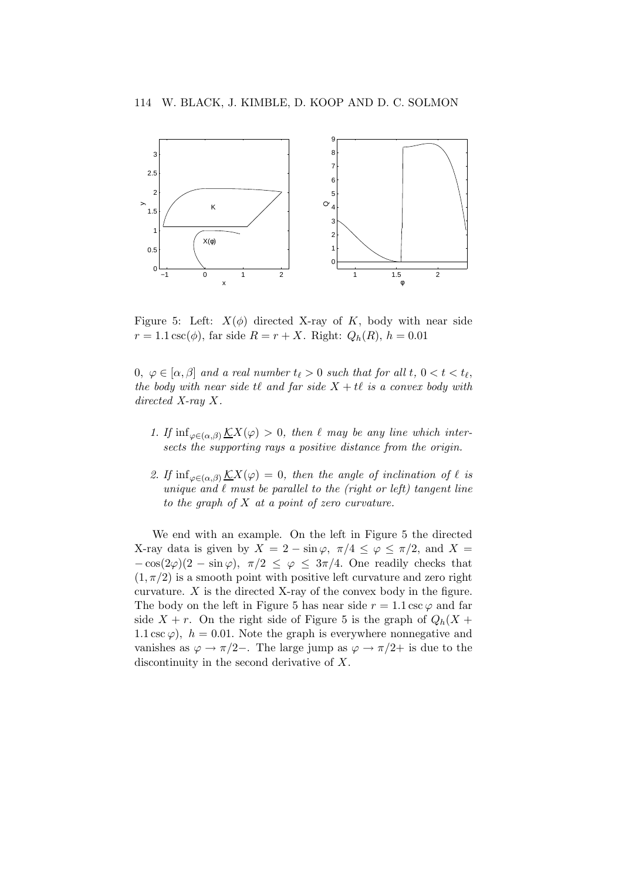Figure 5: Left: $X(\phi)$ directed X-ray of $K$, body with near side $r = 1.1\csc(\phi)$, far side $R = r + X$. Right: $Q_h(R)$, $h = 0.01$

$0$, $\varphi \in [\alpha, \beta]$ *and a real number* $t_\ell > 0$ *such that for all* $t$, $0 < t < t_\ell$, *the body with near side* $t\ell$ *and far side* $X + t\ell$ *is a convex body with directed X-ray* $X$.

1. *If* $\inf_{\varphi \in (\alpha,\beta)} \underline{\mathcal{K}}X(\varphi) > 0$, *then* $\ell$ *may be any line which intersects the supporting rays a positive distance from the origin.*

2. *If* $\inf_{\varphi \in (\alpha,\beta)} \underline{\mathcal{K}}X(\varphi) = 0$, *then the angle of inclination of* $\ell$ *is unique and* $\ell$ *must be parallel to the (right or left) tangent line to the graph of* $X$ *at a point of zero curvature.*

We end with an example. On the left in Figure 5 the directed X-ray data is given by $X = 2 - \sin\varphi$, $\pi/4 \leq \varphi \leq \pi/2$, and $X = -\cos(2\varphi)(2 - \sin\varphi)$, $\pi/2 \leq \varphi \leq 3\pi/4$. One readily checks that $(1, \pi/2)$ is a smooth point with positive left curvature and zero right curvature. $X$ is the directed X-ray of the convex body in the figure. The body on the left in Figure 5 has near side $r = 1.1\csc\varphi$ and far side $X + r$. On the right side of Figure 5 is the graph of $Q_h(X + 1.1\csc\varphi)$, $h = 0.01$. Note the graph is everywhere nonnegative and vanishes as $\varphi \to \pi/2-$. The large jump as $\varphi \to \pi/2+$ is due to the discontinuity in the second derivative of $X$.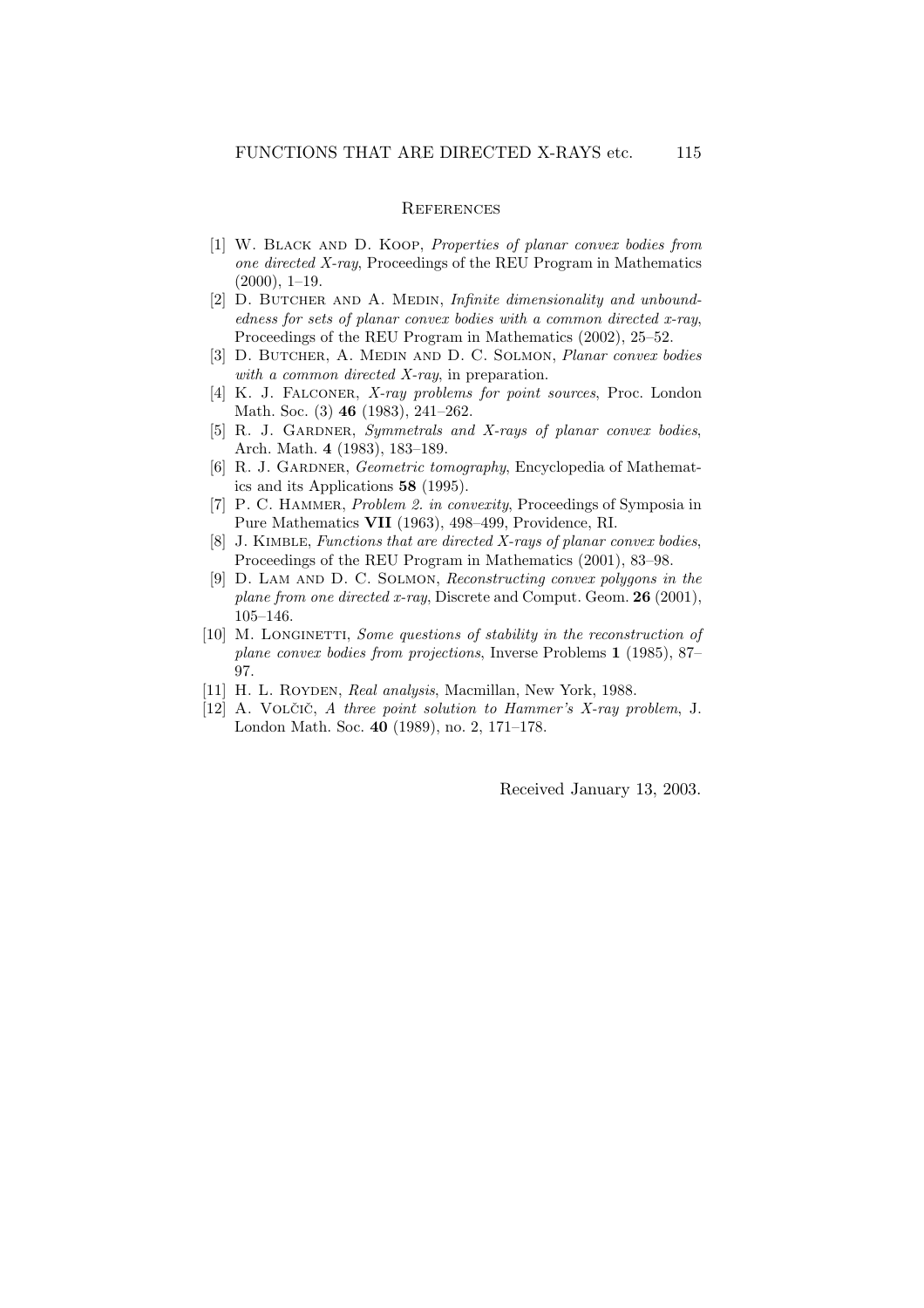## References

[1] W. Black and D. Koop, *Properties of planar convex bodies from one directed X-ray*, Proceedings of the REU Program in Mathematics (2000), 1–19.

[2] D. Butcher and A. Medin, *Infinite dimensionality and unboundedness for sets of planar convex bodies with a common directed x-ray*, Proceedings of the REU Program in Mathematics (2002), 25–52.

[3] D. Butcher, A. Medin and D. C. Solmon, *Planar convex bodies with a common directed X-ray*, in preparation.

[4] K. J. Falconer, *X-ray problems for point sources*, Proc. London Math. Soc. (3) **46** (1983), 241–262.

[5] R. J. Gardner, *Symmetrals and X-rays of planar convex bodies*, Arch. Math. **4** (1983), 183–189.

[6] R. J. Gardner, *Geometric tomography*, Encyclopedia of Mathematics and its Applications **58** (1995).

[7] P. C. Hammer, *Problem 2. in convexity*, Proceedings of Symposia in Pure Mathematics **VII** (1963), 498–499, Providence, RI.

[8] J. Kimble, *Functions that are directed X-rays of planar convex bodies*, Proceedings of the REU Program in Mathematics (2001), 83–98.

[9] D. Lam and D. C. Solmon, *Reconstructing convex polygons in the plane from one directed x-ray*, Discrete and Comput. Geom. **26** (2001), 105–146.

[10] M. Longinetti, *Some questions of stability in the reconstruction of plane convex bodies from projections*, Inverse Problems **1** (1985), 87–97.

[11] H. L. Royden, *Real analysis*, Macmillan, New York, 1988.

[12] A. Volčič, *A three point solution to Hammer's X-ray problem*, J. London Math. Soc. **40** (1989), no. 2, 171–178.

Received January 13, 2003.